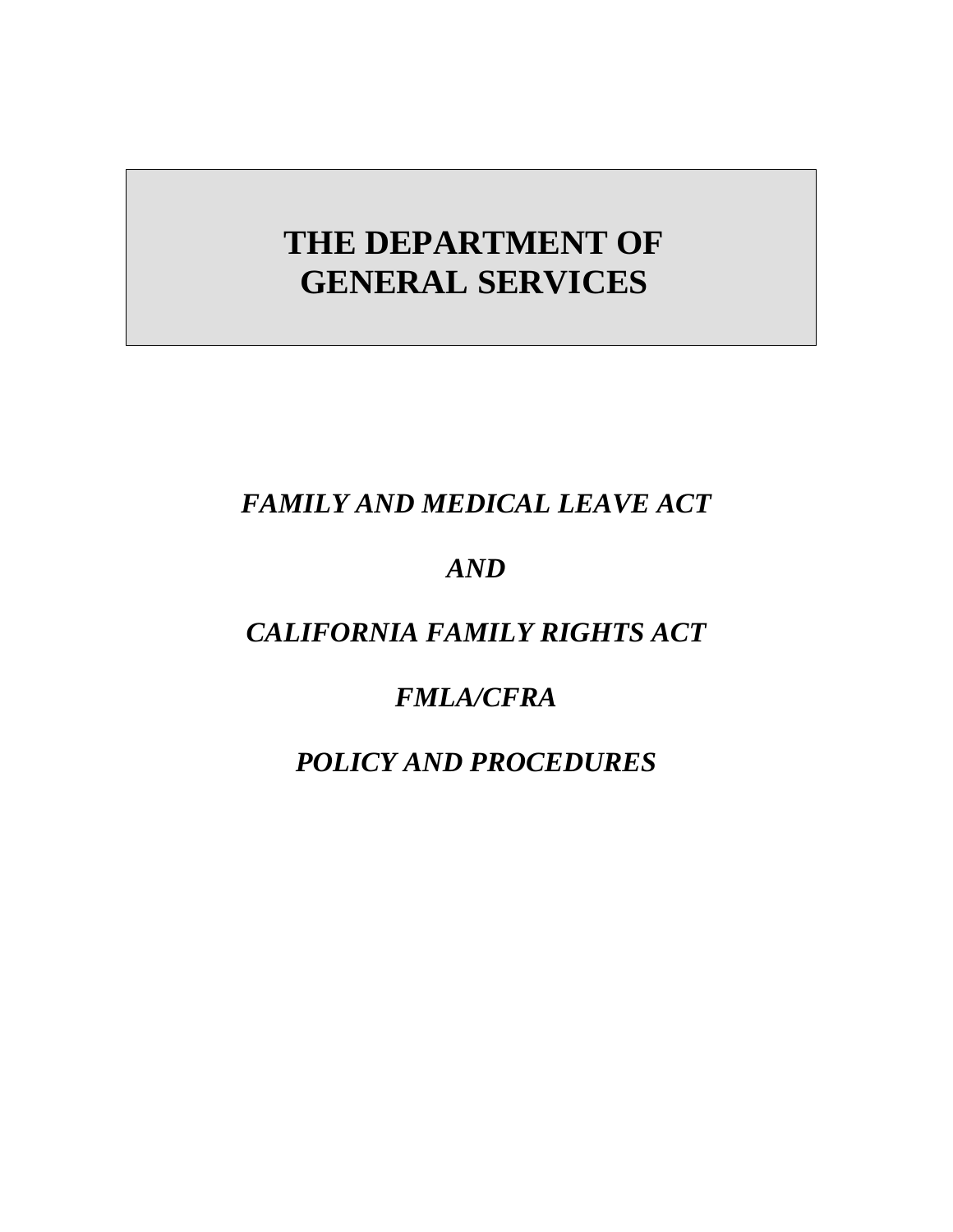# THE DEPARTMENT OF GENERAL SERVICES

***FAMILY AND MEDICAL LEAVE ACT***

***AND***

***CALIFORNIA FAMILY RIGHTS ACT***

***FMLA/CFRA***

***POLICY AND PROCEDURES***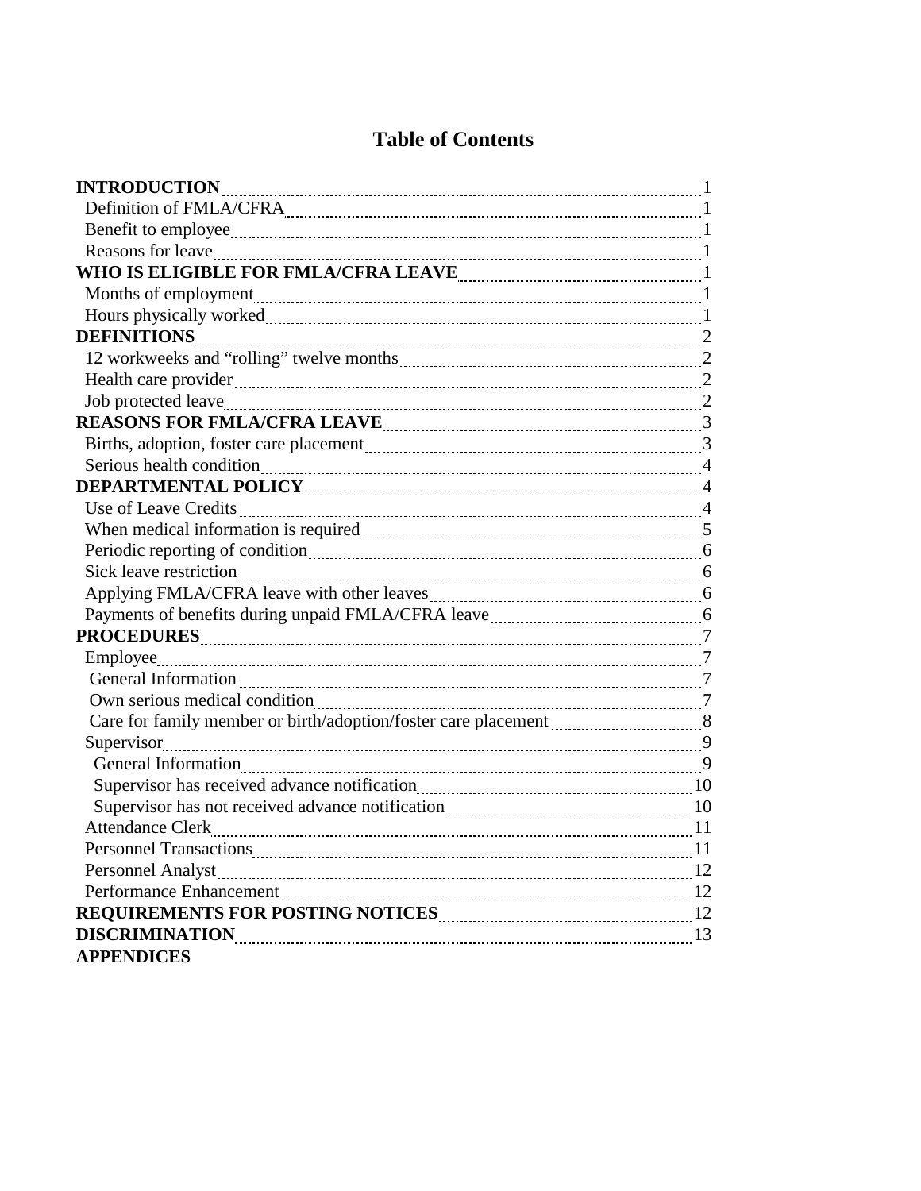# Table of Contents

**INTRODUCTION** 1
- Definition of FMLA/CFRA 1
- Benefit to employee 1
- Reasons for leave 1

**WHO IS ELIGIBLE FOR FMLA/CFRA LEAVE** 1
- Months of employment 1
- Hours physically worked 1

**DEFINITIONS** 2
- 12 workweeks and "rolling" twelve months 2
- Health care provider 2
- Job protected leave 2

**REASONS FOR FMLA/CFRA LEAVE** 3
- Births, adoption, foster care placement 3
- Serious health condition 4

**DEPARTMENTAL POLICY** 4
- Use of Leave Credits 4
- When medical information is required 5
- Periodic reporting of condition 6
- Sick leave restriction 6
- Applying FMLA/CFRA leave with other leaves 6
- Payments of benefits during unpaid FMLA/CFRA leave 6

**PROCEDURES** 7
- Employee 7
  - General Information 7
  - Own serious medical condition 7
  - Care for family member or birth/adoption/foster care placement 8
- Supervisor 9
  - General Information 9
  - Supervisor has received advance notification 10
  - Supervisor has not received advance notification 10
- Attendance Clerk 11
- Personnel Transactions 11
- Personnel Analyst 12
- Performance Enhancement 12

**REQUIREMENTS FOR POSTING NOTICES** 12

**DISCRIMINATION** 13

**APPENDICES**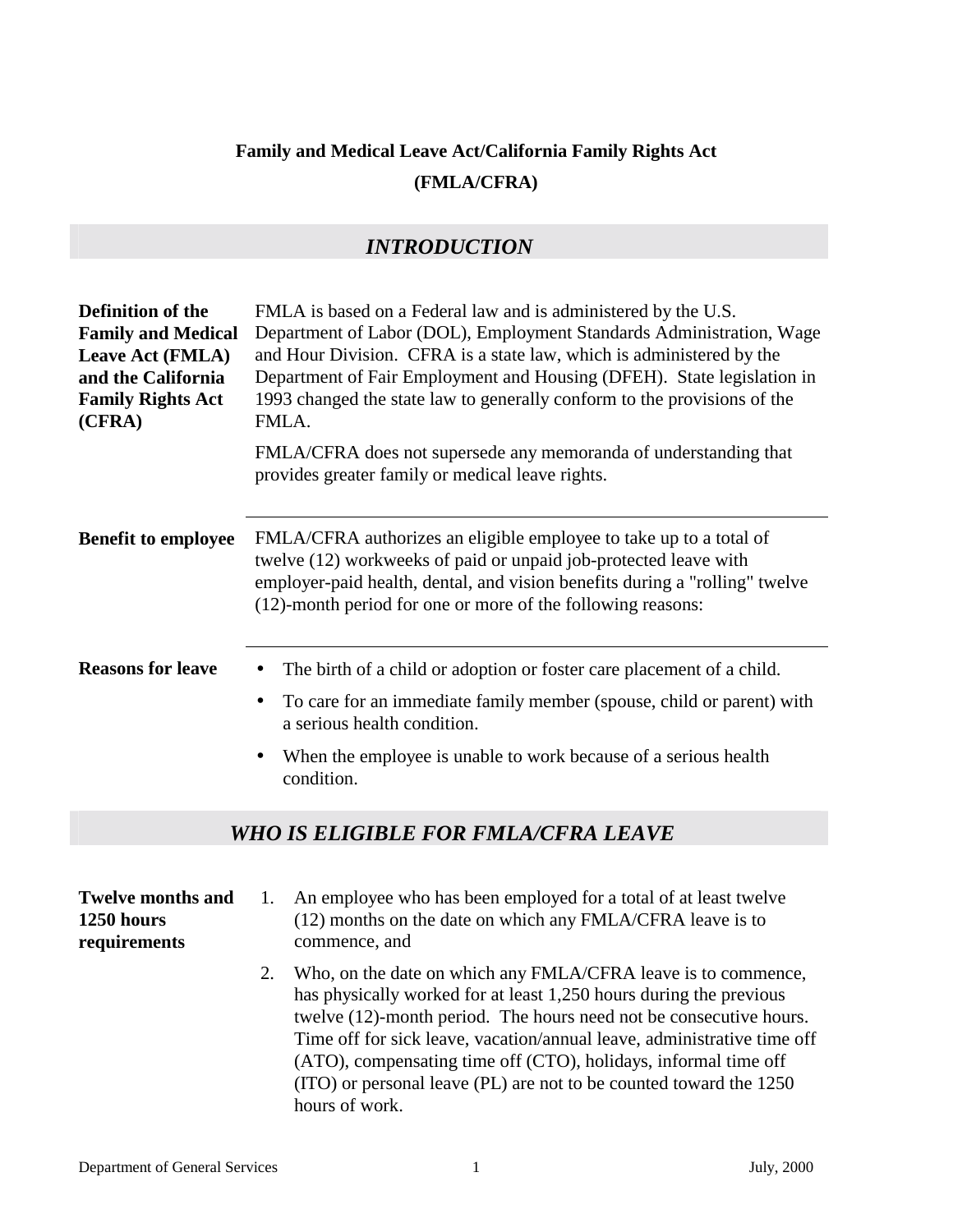**Family and Medical Leave Act/California Family Rights Act**

**(FMLA/CFRA)**

## *INTRODUCTION*

**Definition of the Family and Medical Leave Act (FMLA) and the California Family Rights Act (CFRA)**

FMLA is based on a Federal law and is administered by the U.S. Department of Labor (DOL), Employment Standards Administration, Wage and Hour Division. CFRA is a state law, which is administered by the Department of Fair Employment and Housing (DFEH). State legislation in 1993 changed the state law to generally conform to the provisions of the FMLA.

FMLA/CFRA does not supersede any memoranda of understanding that provides greater family or medical leave rights.

**Benefit to employee**

FMLA/CFRA authorizes an eligible employee to take up to a total of twelve (12) workweeks of paid or unpaid job-protected leave with employer-paid health, dental, and vision benefits during a "rolling" twelve (12)-month period for one or more of the following reasons:

**Reasons for leave**

- The birth of a child or adoption or foster care placement of a child.
- To care for an immediate family member (spouse, child or parent) with a serious health condition.
- When the employee is unable to work because of a serious health condition.

## *WHO IS ELIGIBLE FOR FMLA/CFRA LEAVE*

**Twelve months and 1250 hours requirements**

1. An employee who has been employed for a total of at least twelve (12) months on the date on which any FMLA/CFRA leave is to commence, and
2. Who, on the date on which any FMLA/CFRA leave is to commence, has physically worked for at least 1,250 hours during the previous twelve (12)-month period. The hours need not be consecutive hours. Time off for sick leave, vacation/annual leave, administrative time off (ATO), compensating time off (CTO), holidays, informal time off (ITO) or personal leave (PL) are not to be counted toward the 1250 hours of work.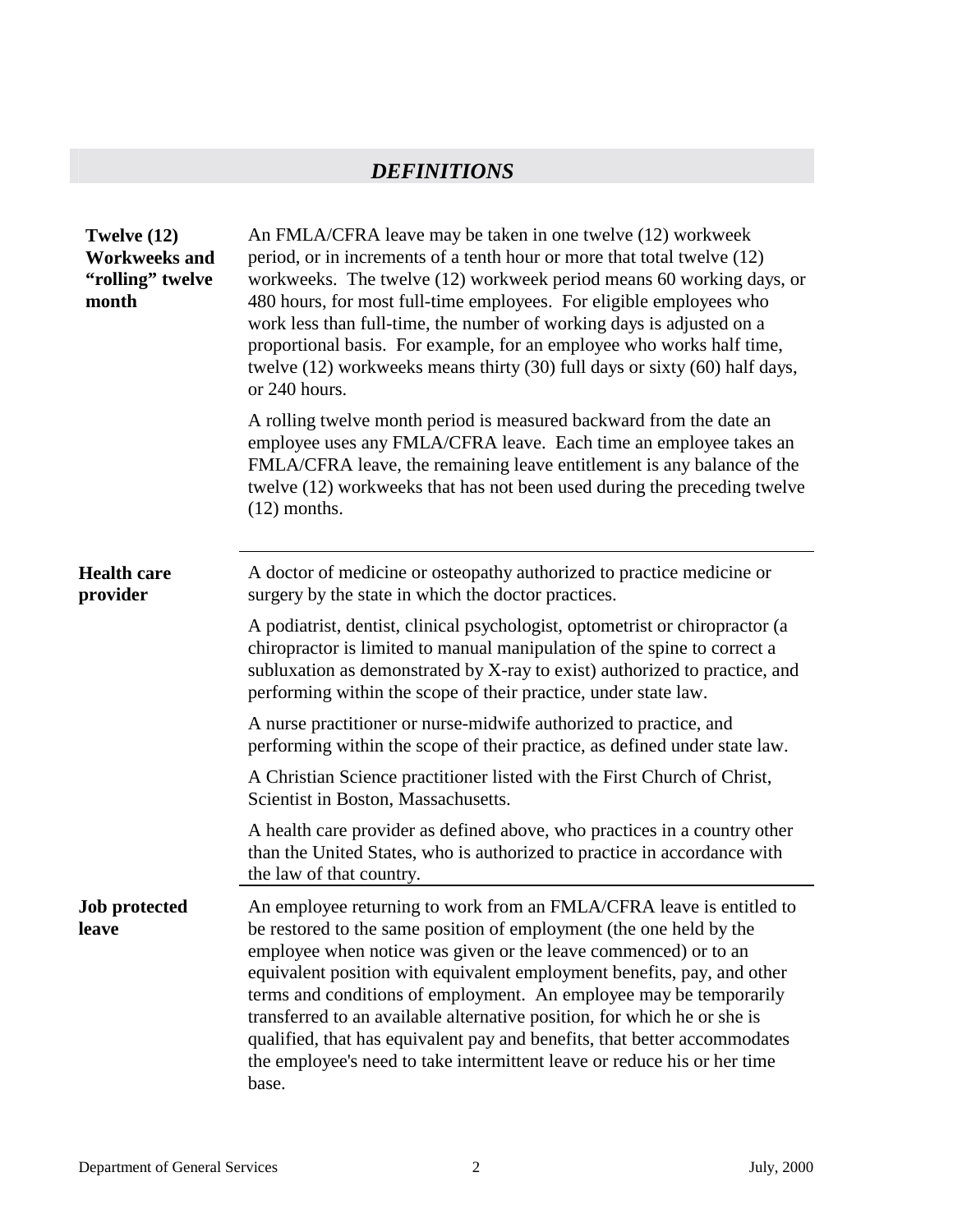## *DEFINITIONS*

**Twelve (12) Workweeks and "rolling" twelve month**

An FMLA/CFRA leave may be taken in one twelve (12) workweek period, or in increments of a tenth hour or more that total twelve (12) workweeks. The twelve (12) workweek period means 60 working days, or 480 hours, for most full-time employees. For eligible employees who work less than full-time, the number of working days is adjusted on a proportional basis. For example, for an employee who works half time, twelve (12) workweeks means thirty (30) full days or sixty (60) half days, or 240 hours.

A rolling twelve month period is measured backward from the date an employee uses any FMLA/CFRA leave. Each time an employee takes an FMLA/CFRA leave, the remaining leave entitlement is any balance of the twelve (12) workweeks that has not been used during the preceding twelve (12) months.

---

**Health care provider**

A doctor of medicine or osteopathy authorized to practice medicine or surgery by the state in which the doctor practices.

A podiatrist, dentist, clinical psychologist, optometrist or chiropractor (a chiropractor is limited to manual manipulation of the spine to correct a subluxation as demonstrated by X-ray to exist) authorized to practice, and performing within the scope of their practice, under state law.

A nurse practitioner or nurse-midwife authorized to practice, and performing within the scope of their practice, as defined under state law.

A Christian Science practitioner listed with the First Church of Christ, Scientist in Boston, Massachusetts.

A health care provider as defined above, who practices in a country other than the United States, who is authorized to practice in accordance with the law of that country.

---

**Job protected leave**

An employee returning to work from an FMLA/CFRA leave is entitled to be restored to the same position of employment (the one held by the employee when notice was given or the leave commenced) or to an equivalent position with equivalent employment benefits, pay, and other terms and conditions of employment. An employee may be temporarily transferred to an available alternative position, for which he or she is qualified, that has equivalent pay and benefits, that better accommodates the employee's need to take intermittent leave or reduce his or her time base.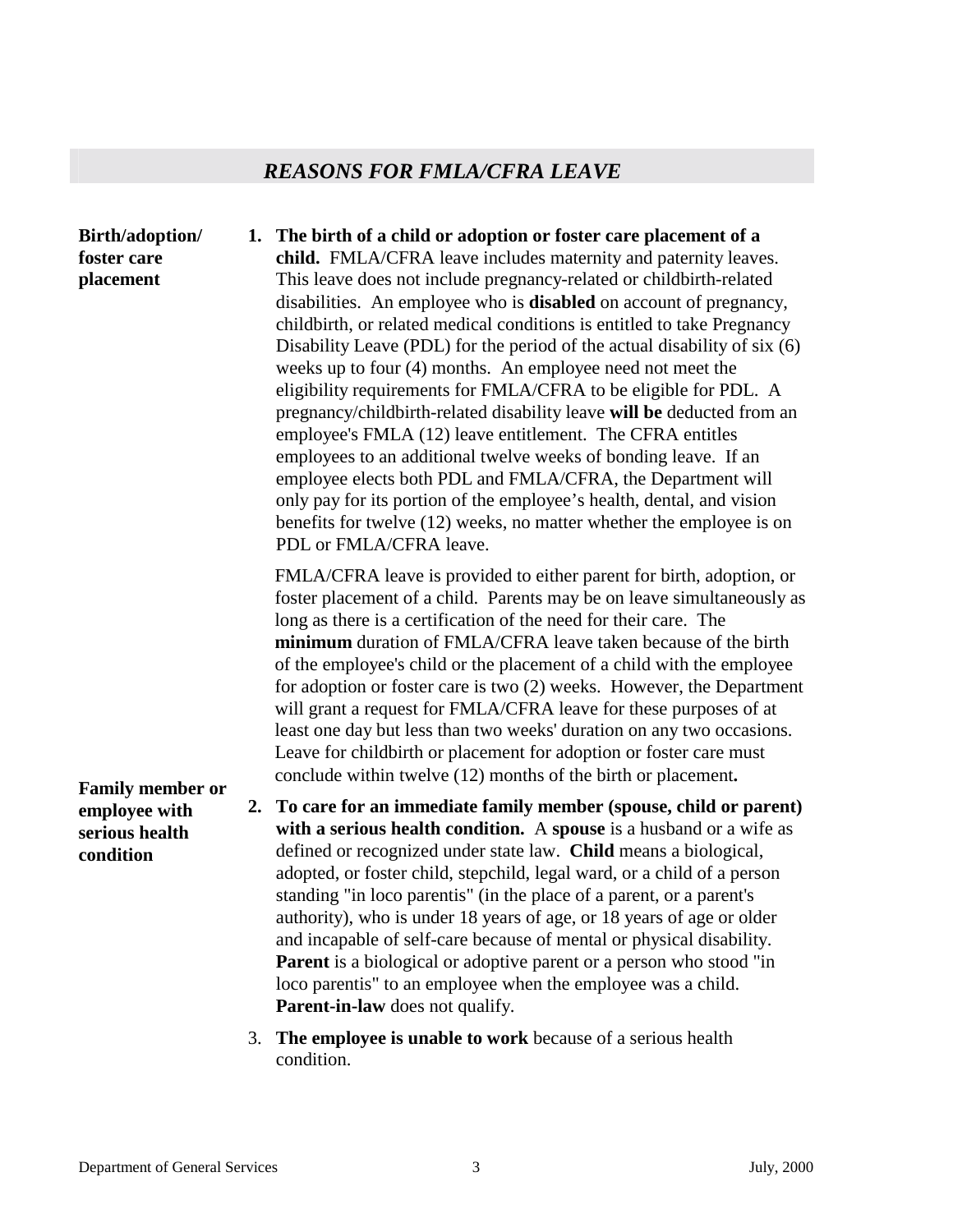## *REASONS FOR FMLA/CFRA LEAVE*

**Birth/adoption/ foster care placement**

1. **The birth of a child or adoption or foster care placement of a child.** FMLA/CFRA leave includes maternity and paternity leaves. This leave does not include pregnancy-related or childbirth-related disabilities. An employee who is **disabled** on account of pregnancy, childbirth, or related medical conditions is entitled to take Pregnancy Disability Leave (PDL) for the period of the actual disability of six (6) weeks up to four (4) months. An employee need not meet the eligibility requirements for FMLA/CFRA to be eligible for PDL. A pregnancy/childbirth-related disability leave **will be** deducted from an employee's FMLA (12) leave entitlement. The CFRA entitles employees to an additional twelve weeks of bonding leave. If an employee elects both PDL and FMLA/CFRA, the Department will only pay for its portion of the employee's health, dental, and vision benefits for twelve (12) weeks, no matter whether the employee is on PDL or FMLA/CFRA leave.

   FMLA/CFRA leave is provided to either parent for birth, adoption, or foster placement of a child. Parents may be on leave simultaneously as long as there is a certification of the need for their care. The **minimum** duration of FMLA/CFRA leave taken because of the birth of the employee's child or the placement of a child with the employee for adoption or foster care is two (2) weeks. However, the Department will grant a request for FMLA/CFRA leave for these purposes of at least one day but less than two weeks' duration on any two occasions. Leave for childbirth or placement for adoption or foster care must conclude within twelve (12) months of the birth or placement**.**

**Family member or employee with serious health condition**

2. **To care for an immediate family member (spouse, child or parent) with a serious health condition.** A **spouse** is a husband or a wife as defined or recognized under state law. **Child** means a biological, adopted, or foster child, stepchild, legal ward, or a child of a person standing "in loco parentis" (in the place of a parent, or a parent's authority), who is under 18 years of age, or 18 years of age or older and incapable of self-care because of mental or physical disability. **Parent** is a biological or adoptive parent or a person who stood "in loco parentis" to an employee when the employee was a child. **Parent-in-law** does not qualify.

3. **The employee is unable to work** because of a serious health condition.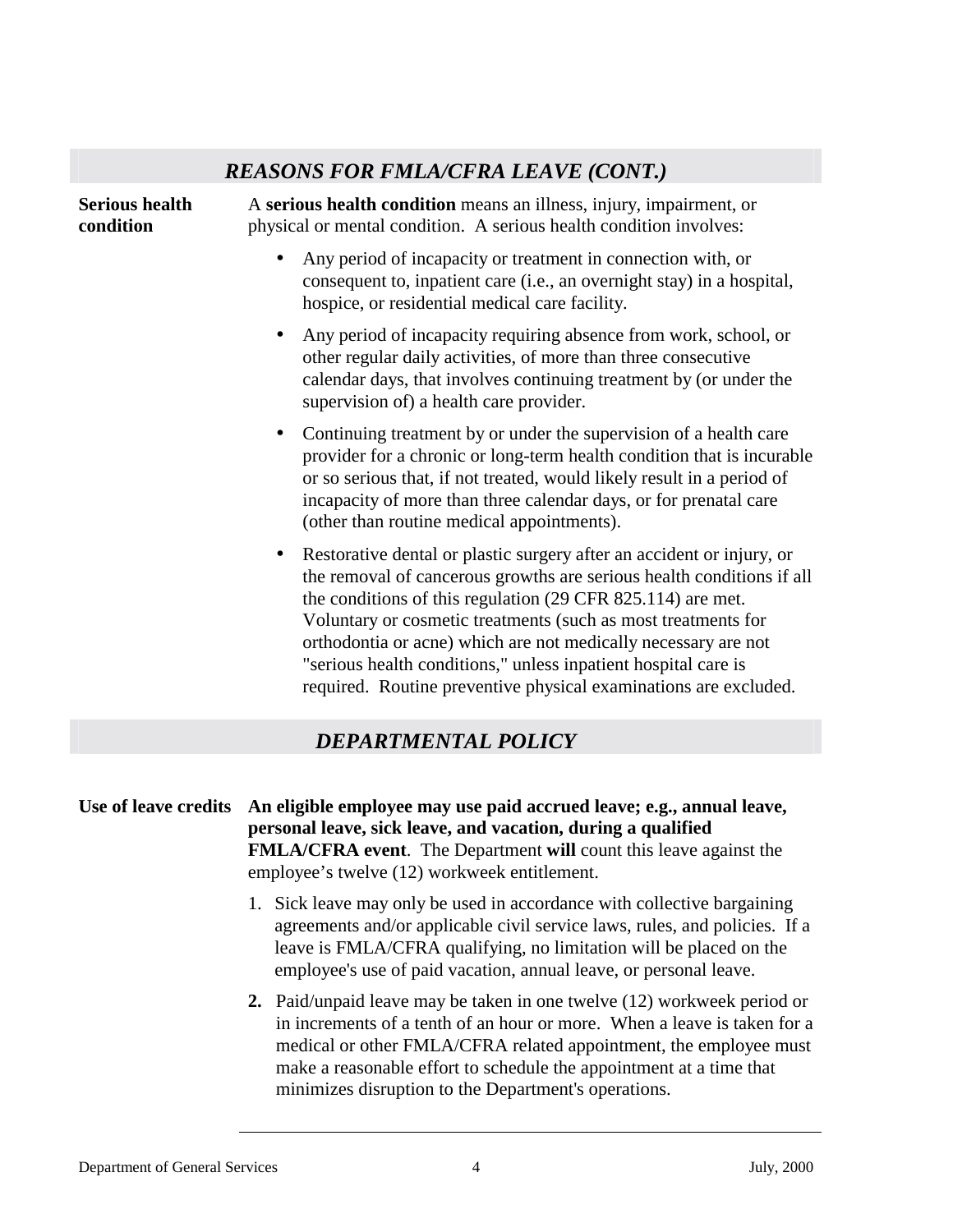## *REASONS FOR FMLA/CFRA LEAVE (CONT.)*

**Serious health condition**

A **serious health condition** means an illness, injury, impairment, or physical or mental condition. A serious health condition involves:

- Any period of incapacity or treatment in connection with, or consequent to, inpatient care (i.e., an overnight stay) in a hospital, hospice, or residential medical care facility.
- Any period of incapacity requiring absence from work, school, or other regular daily activities, of more than three consecutive calendar days, that involves continuing treatment by (or under the supervision of) a health care provider.
- Continuing treatment by or under the supervision of a health care provider for a chronic or long-term health condition that is incurable or so serious that, if not treated, would likely result in a period of incapacity of more than three calendar days, or for prenatal care (other than routine medical appointments).
- Restorative dental or plastic surgery after an accident or injury, or the removal of cancerous growths are serious health conditions if all the conditions of this regulation (29 CFR 825.114) are met. Voluntary or cosmetic treatments (such as most treatments for orthodontia or acne) which are not medically necessary are not "serious health conditions," unless inpatient hospital care is required. Routine preventive physical examinations are excluded.

## *DEPARTMENTAL POLICY*

**Use of leave credits**

**An eligible employee may use paid accrued leave; e.g., annual leave, personal leave, sick leave, and vacation, during a qualified FMLA/CFRA event**. The Department **will** count this leave against the employee's twelve (12) workweek entitlement.

1. Sick leave may only be used in accordance with collective bargaining agreements and/or applicable civil service laws, rules, and policies. If a leave is FMLA/CFRA qualifying, no limitation will be placed on the employee's use of paid vacation, annual leave, or personal leave.
2. Paid/unpaid leave may be taken in one twelve (12) workweek period or in increments of a tenth of an hour or more. When a leave is taken for a medical or other FMLA/CFRA related appointment, the employee must make a reasonable effort to schedule the appointment at a time that minimizes disruption to the Department's operations.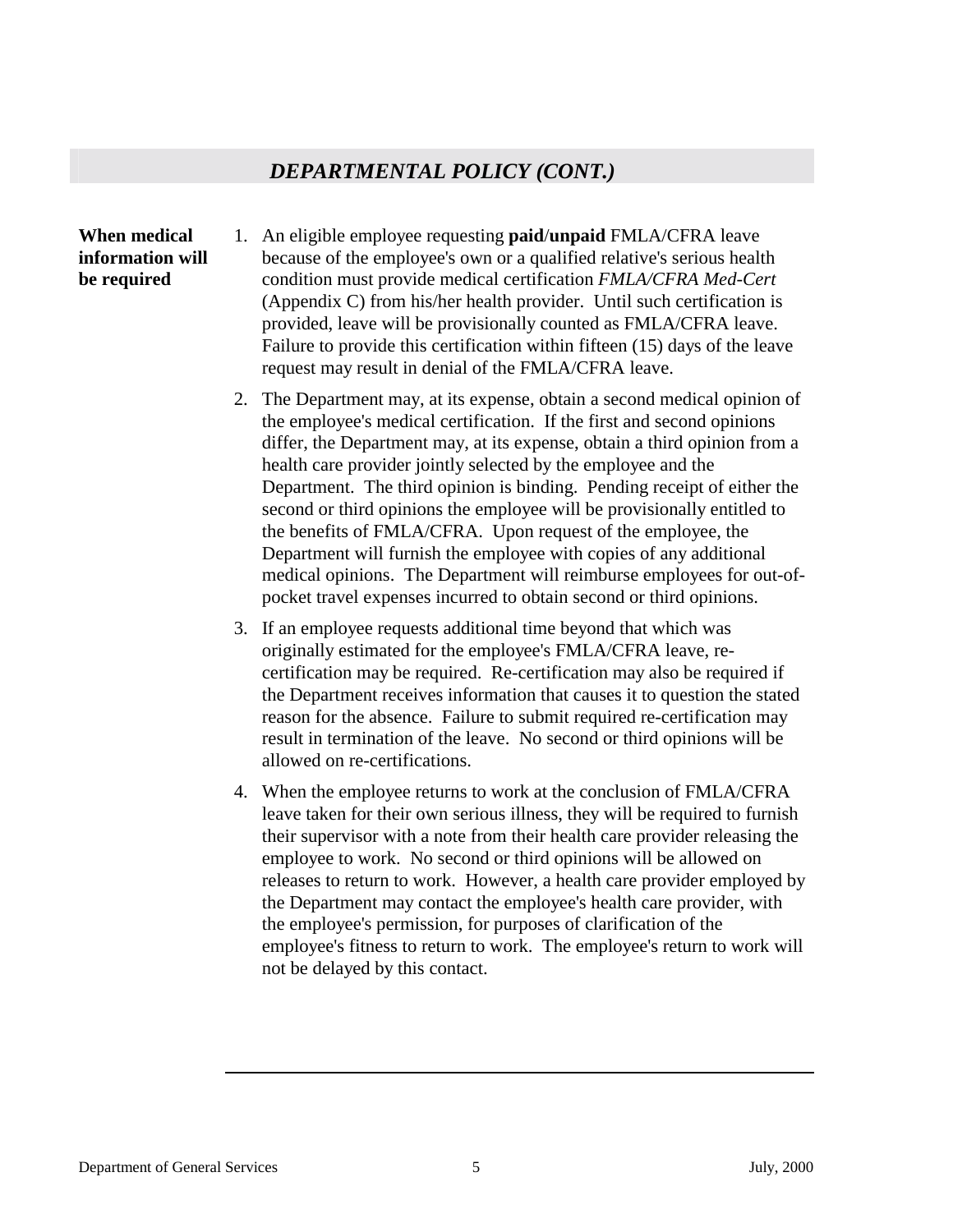## *DEPARTMENTAL POLICY (CONT.)*

**When medical information will be required**

1. An eligible employee requesting **paid**/**unpaid** FMLA/CFRA leave because of the employee's own or a qualified relative's serious health condition must provide medical certification *FMLA/CFRA Med-Cert* (Appendix C) from his/her health provider. Until such certification is provided, leave will be provisionally counted as FMLA/CFRA leave. Failure to provide this certification within fifteen (15) days of the leave request may result in denial of the FMLA/CFRA leave.

2. The Department may, at its expense, obtain a second medical opinion of the employee's medical certification. If the first and second opinions differ, the Department may, at its expense, obtain a third opinion from a health care provider jointly selected by the employee and the Department. The third opinion is binding. Pending receipt of either the second or third opinions the employee will be provisionally entitled to the benefits of FMLA/CFRA. Upon request of the employee, the Department will furnish the employee with copies of any additional medical opinions. The Department will reimburse employees for out-of-pocket travel expenses incurred to obtain second or third opinions.

3. If an employee requests additional time beyond that which was originally estimated for the employee's FMLA/CFRA leave, re-certification may be required. Re-certification may also be required if the Department receives information that causes it to question the stated reason for the absence. Failure to submit required re-certification may result in termination of the leave. No second or third opinions will be allowed on re-certifications.

4. When the employee returns to work at the conclusion of FMLA/CFRA leave taken for their own serious illness, they will be required to furnish their supervisor with a note from their health care provider releasing the employee to work. No second or third opinions will be allowed on releases to return to work. However, a health care provider employed by the Department may contact the employee's health care provider, with the employee's permission, for purposes of clarification of the employee's fitness to return to work. The employee's return to work will not be delayed by this contact.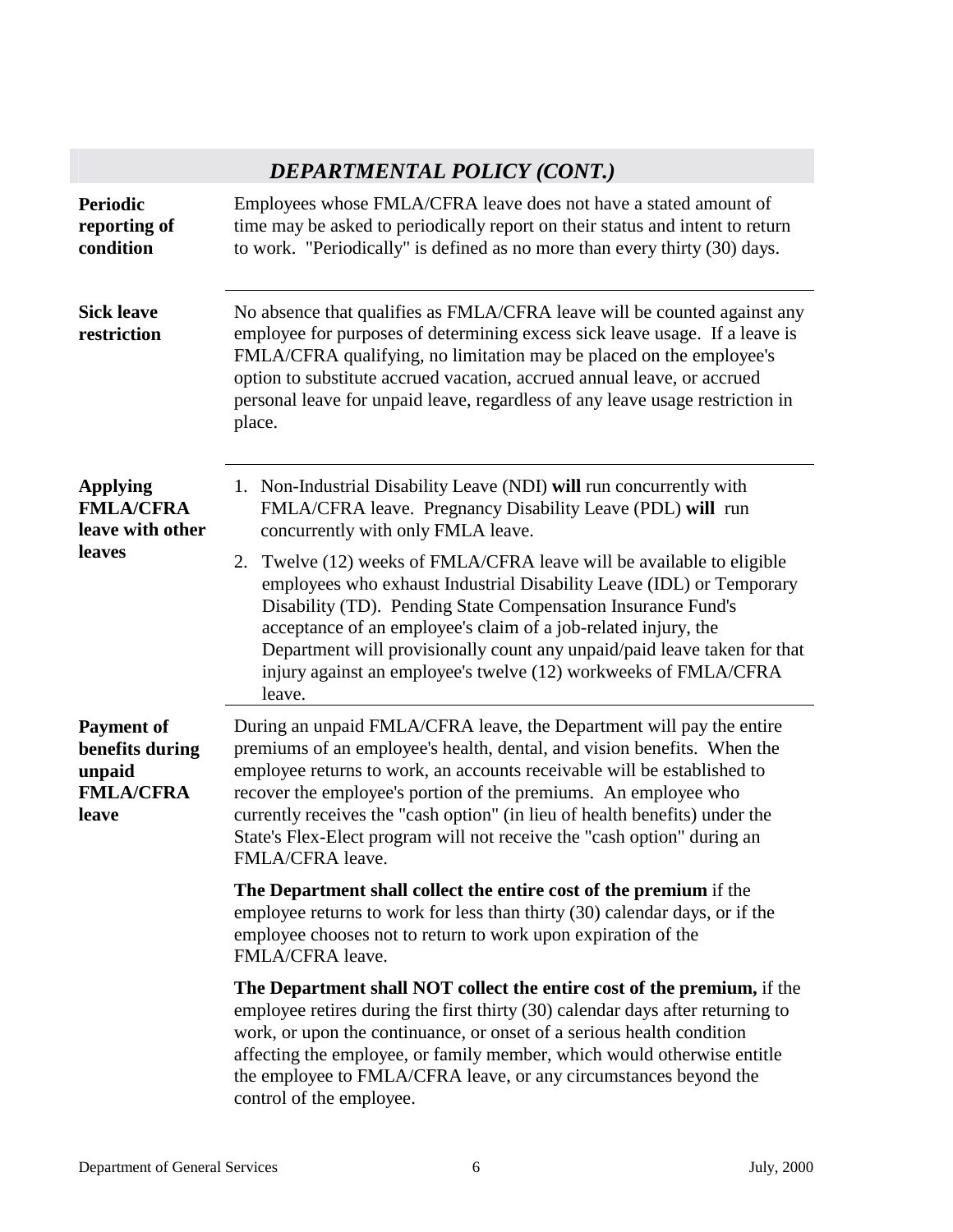## *DEPARTMENTAL POLICY (CONT.)*

**Periodic reporting of condition**

Employees whose FMLA/CFRA leave does not have a stated amount of time may be asked to periodically report on their status and intent to return to work. "Periodically" is defined as no more than every thirty (30) days.

---

**Sick leave restriction**

No absence that qualifies as FMLA/CFRA leave will be counted against any employee for purposes of determining excess sick leave usage. If a leave is FMLA/CFRA qualifying, no limitation may be placed on the employee's option to substitute accrued vacation, accrued annual leave, or accrued personal leave for unpaid leave, regardless of any leave usage restriction in place.

---

**Applying FMLA/CFRA leave with other leaves**

1. Non-Industrial Disability Leave (NDI) **will** run concurrently with FMLA/CFRA leave. Pregnancy Disability Leave (PDL) **will** run concurrently with only FMLA leave.
2. Twelve (12) weeks of FMLA/CFRA leave will be available to eligible employees who exhaust Industrial Disability Leave (IDL) or Temporary Disability (TD). Pending State Compensation Insurance Fund's acceptance of an employee's claim of a job-related injury, the Department will provisionally count any unpaid/paid leave taken for that injury against an employee's twelve (12) workweeks of FMLA/CFRA leave.

---

**Payment of benefits during unpaid FMLA/CFRA leave**

During an unpaid FMLA/CFRA leave, the Department will pay the entire premiums of an employee's health, dental, and vision benefits. When the employee returns to work, an accounts receivable will be established to recover the employee's portion of the premiums. An employee who currently receives the "cash option" (in lieu of health benefits) under the State's Flex-Elect program will not receive the "cash option" during an FMLA/CFRA leave.

**The Department shall collect the entire cost of the premium** if the employee returns to work for less than thirty (30) calendar days, or if the employee chooses not to return to work upon expiration of the FMLA/CFRA leave.

**The Department shall NOT collect the entire cost of the premium,** if the employee retires during the first thirty (30) calendar days after returning to work, or upon the continuance, or onset of a serious health condition affecting the employee, or family member, which would otherwise entitle the employee to FMLA/CFRA leave, or any circumstances beyond the control of the employee.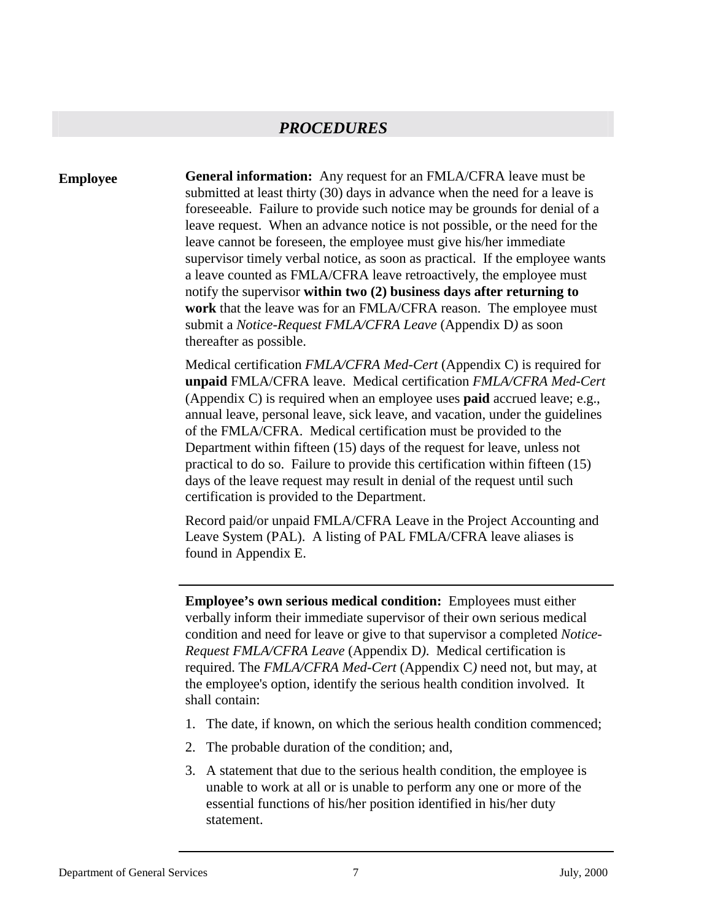## *PROCEDURES*

**Employee**

**General information:** Any request for an FMLA/CFRA leave must be submitted at least thirty (30) days in advance when the need for a leave is foreseeable. Failure to provide such notice may be grounds for denial of a leave request. When an advance notice is not possible, or the need for the leave cannot be foreseen, the employee must give his/her immediate supervisor timely verbal notice, as soon as practical. If the employee wants a leave counted as FMLA/CFRA leave retroactively, the employee must notify the supervisor **within two (2) business days after returning to work** that the leave was for an FMLA/CFRA reason. The employee must submit a *Notice-Request FMLA/CFRA Leave* (Appendix D*)* as soon thereafter as possible.

Medical certification *FMLA/CFRA Med-Cert* (Appendix C) is required for **unpaid** FMLA/CFRA leave. Medical certification *FMLA/CFRA Med-Cert* (Appendix C) is required when an employee uses **paid** accrued leave; e.g., annual leave, personal leave, sick leave, and vacation, under the guidelines of the FMLA/CFRA. Medical certification must be provided to the Department within fifteen (15) days of the request for leave, unless not practical to do so. Failure to provide this certification within fifteen (15) days of the leave request may result in denial of the request until such certification is provided to the Department.

Record paid/or unpaid FMLA/CFRA Leave in the Project Accounting and Leave System (PAL). A listing of PAL FMLA/CFRA leave aliases is found in Appendix E.

---

**Employee's own serious medical condition:** Employees must either verbally inform their immediate supervisor of their own serious medical condition and need for leave or give to that supervisor a completed *Notice-Request FMLA/CFRA Leave* (Appendix D*)*. Medical certification is required. The *FMLA/CFRA Med-Cert* (Appendix C*)* need not, but may, at the employee's option, identify the serious health condition involved. It shall contain:

1. The date, if known, on which the serious health condition commenced;
2. The probable duration of the condition; and,
3. A statement that due to the serious health condition, the employee is unable to work at all or is unable to perform any one or more of the essential functions of his/her position identified in his/her duty statement.

---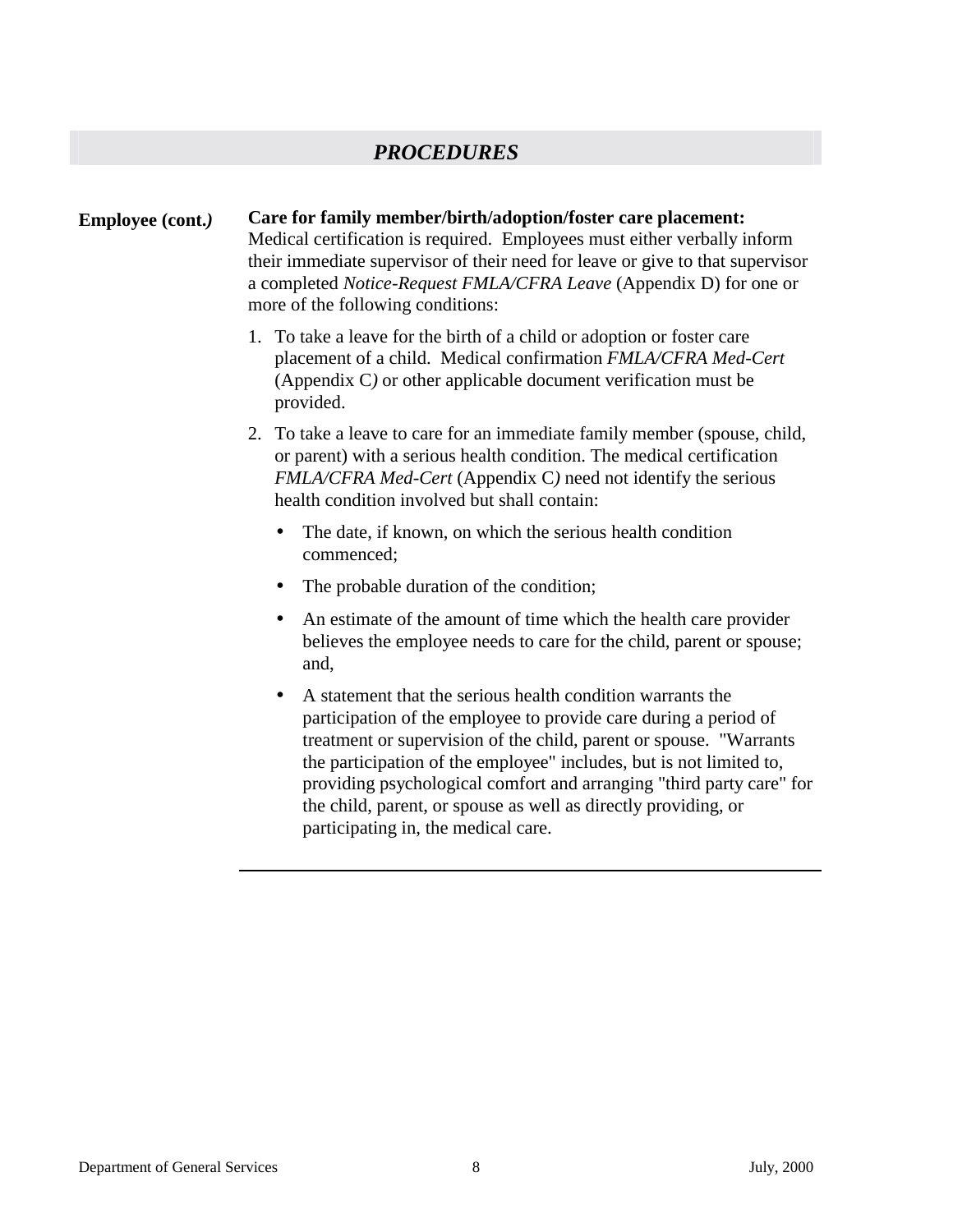## *PROCEDURES*

**Employee (cont.)**

**Care for family member/birth/adoption/foster care placement:** Medical certification is required. Employees must either verbally inform their immediate supervisor of their need for leave or give to that supervisor a completed *Notice-Request FMLA/CFRA Leave* (Appendix D) for one or more of the following conditions:

1. To take a leave for the birth of a child or adoption or foster care placement of a child. Medical confirmation *FMLA/CFRA Med-Cert* (Appendix C) or other applicable document verification must be provided.
2. To take a leave to care for an immediate family member (spouse, child, or parent) with a serious health condition. The medical certification *FMLA/CFRA Med-Cert* (Appendix C) need not identify the serious health condition involved but shall contain:
   - The date, if known, on which the serious health condition commenced;
   - The probable duration of the condition;
   - An estimate of the amount of time which the health care provider believes the employee needs to care for the child, parent or spouse; and,
   - A statement that the serious health condition warrants the participation of the employee to provide care during a period of treatment or supervision of the child, parent or spouse. "Warrants the participation of the employee" includes, but is not limited to, providing psychological comfort and arranging "third party care" for the child, parent, or spouse as well as directly providing, or participating in, the medical care.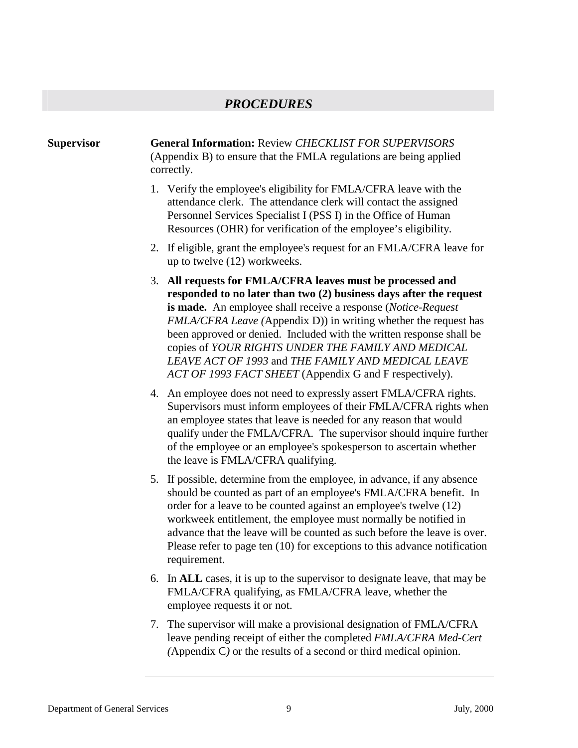## *PROCEDURES*

**Supervisor**

**General Information:** Review *CHECKLIST FOR SUPERVISORS* (Appendix B) to ensure that the FMLA regulations are being applied correctly.

1. Verify the employee's eligibility for FMLA/CFRA leave with the attendance clerk. The attendance clerk will contact the assigned Personnel Services Specialist I (PSS I) in the Office of Human Resources (OHR) for verification of the employee's eligibility.
2. If eligible, grant the employee's request for an FMLA/CFRA leave for up to twelve (12) workweeks.
3. **All requests for FMLA/CFRA leaves must be processed and responded to no later than two (2) business days after the request is made.** An employee shall receive a response (*Notice-Request FMLA/CFRA Leave (*Appendix D)) in writing whether the request has been approved or denied. Included with the written response shall be copies of *YOUR RIGHTS UNDER THE FAMILY AND MEDICAL LEAVE ACT OF 1993* and *THE FAMILY AND MEDICAL LEAVE ACT OF 1993 FACT SHEET* (Appendix G and F respectively).
4. An employee does not need to expressly assert FMLA/CFRA rights. Supervisors must inform employees of their FMLA/CFRA rights when an employee states that leave is needed for any reason that would qualify under the FMLA/CFRA. The supervisor should inquire further of the employee or an employee's spokesperson to ascertain whether the leave is FMLA/CFRA qualifying.
5. If possible, determine from the employee, in advance, if any absence should be counted as part of an employee's FMLA/CFRA benefit. In order for a leave to be counted against an employee's twelve (12) workweek entitlement, the employee must normally be notified in advance that the leave will be counted as such before the leave is over. Please refer to page ten (10) for exceptions to this advance notification requirement.
6. In **ALL** cases, it is up to the supervisor to designate leave, that may be FMLA/CFRA qualifying, as FMLA/CFRA leave, whether the employee requests it or not.
7. The supervisor will make a provisional designation of FMLA/CFRA leave pending receipt of either the completed *FMLA/CFRA Med-Cert (*Appendix C*)* or the results of a second or third medical opinion.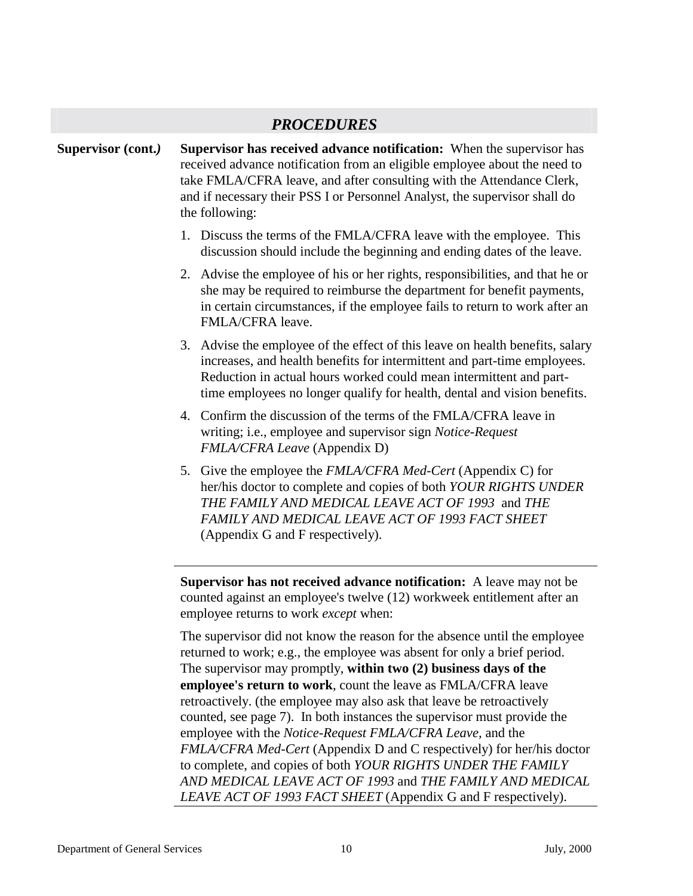## *PROCEDURES*

**Supervisor (cont.)**

**Supervisor has received advance notification:** When the supervisor has received advance notification from an eligible employee about the need to take FMLA/CFRA leave, and after consulting with the Attendance Clerk, and if necessary their PSS I or Personnel Analyst, the supervisor shall do the following:

1. Discuss the terms of the FMLA/CFRA leave with the employee. This discussion should include the beginning and ending dates of the leave.
2. Advise the employee of his or her rights, responsibilities, and that he or she may be required to reimburse the department for benefit payments, in certain circumstances, if the employee fails to return to work after an FMLA/CFRA leave.
3. Advise the employee of the effect of this leave on health benefits, salary increases, and health benefits for intermittent and part-time employees. Reduction in actual hours worked could mean intermittent and part-time employees no longer qualify for health, dental and vision benefits.
4. Confirm the discussion of the terms of the FMLA/CFRA leave in writing; i.e., employee and supervisor sign *Notice-Request FMLA/CFRA Leave* (Appendix D)
5. Give the employee the *FMLA/CFRA Med-Cert* (Appendix C) for her/his doctor to complete and copies of both *YOUR RIGHTS UNDER THE FAMILY AND MEDICAL LEAVE ACT OF 1993* and *THE FAMILY AND MEDICAL LEAVE ACT OF 1993 FACT SHEET* (Appendix G and F respectively).

---

**Supervisor has not received advance notification:** A leave may not be counted against an employee's twelve (12) workweek entitlement after an employee returns to work *except* when:

The supervisor did not know the reason for the absence until the employee returned to work; e.g., the employee was absent for only a brief period. The supervisor may promptly, **within two (2) business days of the employee's return to work**, count the leave as FMLA/CFRA leave retroactively. (the employee may also ask that leave be retroactively counted, see page 7). In both instances the supervisor must provide the employee with the *Notice-Request FMLA/CFRA Leave*, and the *FMLA/CFRA Med-Cert* (Appendix D and C respectively) for her/his doctor to complete, and copies of both *YOUR RIGHTS UNDER THE FAMILY AND MEDICAL LEAVE ACT OF 1993* and *THE FAMILY AND MEDICAL LEAVE ACT OF 1993 FACT SHEET* (Appendix G and F respectively).

---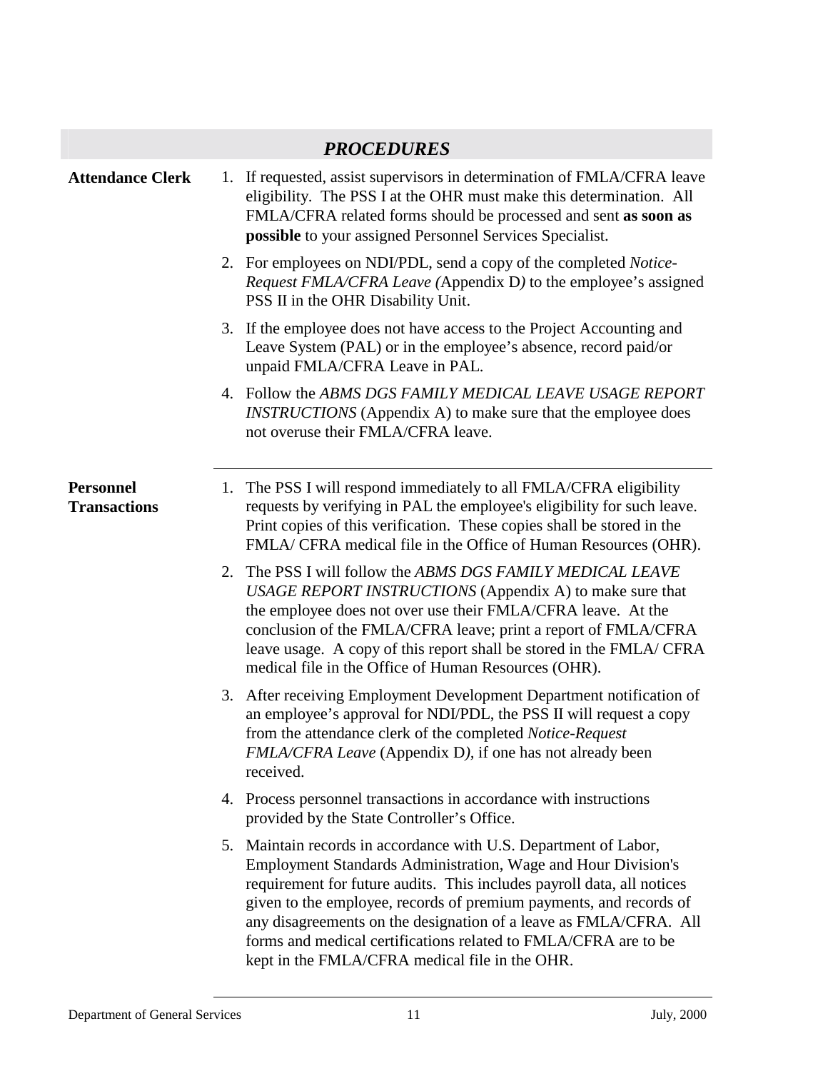## *PROCEDURES*

**Attendance Clerk**

1. If requested, assist supervisors in determination of FMLA/CFRA leave eligibility. The PSS I at the OHR must make this determination. All FMLA/CFRA related forms should be processed and sent **as soon as possible** to your assigned Personnel Services Specialist.
2. For employees on NDI/PDL, send a copy of the completed *Notice-Request FMLA/CFRA Leave (*Appendix D*)* to the employee's assigned PSS II in the OHR Disability Unit.
3. If the employee does not have access to the Project Accounting and Leave System (PAL) or in the employee's absence, record paid/or unpaid FMLA/CFRA Leave in PAL.
4. Follow the *ABMS DGS FAMILY MEDICAL LEAVE USAGE REPORT INSTRUCTIONS* (Appendix A) to make sure that the employee does not overuse their FMLA/CFRA leave.

**Personnel Transactions**

1. The PSS I will respond immediately to all FMLA/CFRA eligibility requests by verifying in PAL the employee's eligibility for such leave. Print copies of this verification. These copies shall be stored in the FMLA/ CFRA medical file in the Office of Human Resources (OHR).
2. The PSS I will follow the *ABMS DGS FAMILY MEDICAL LEAVE USAGE REPORT INSTRUCTIONS* (Appendix A) to make sure that the employee does not over use their FMLA/CFRA leave. At the conclusion of the FMLA/CFRA leave; print a report of FMLA/CFRA leave usage. A copy of this report shall be stored in the FMLA/ CFRA medical file in the Office of Human Resources (OHR).
3. After receiving Employment Development Department notification of an employee's approval for NDI/PDL, the PSS II will request a copy from the attendance clerk of the completed *Notice-Request FMLA/CFRA Leave* (Appendix D*)*, if one has not already been received.
4. Process personnel transactions in accordance with instructions provided by the State Controller's Office.
5. Maintain records in accordance with U.S. Department of Labor, Employment Standards Administration, Wage and Hour Division's requirement for future audits. This includes payroll data, all notices given to the employee, records of premium payments, and records of any disagreements on the designation of a leave as FMLA/CFRA. All forms and medical certifications related to FMLA/CFRA are to be kept in the FMLA/CFRA medical file in the OHR.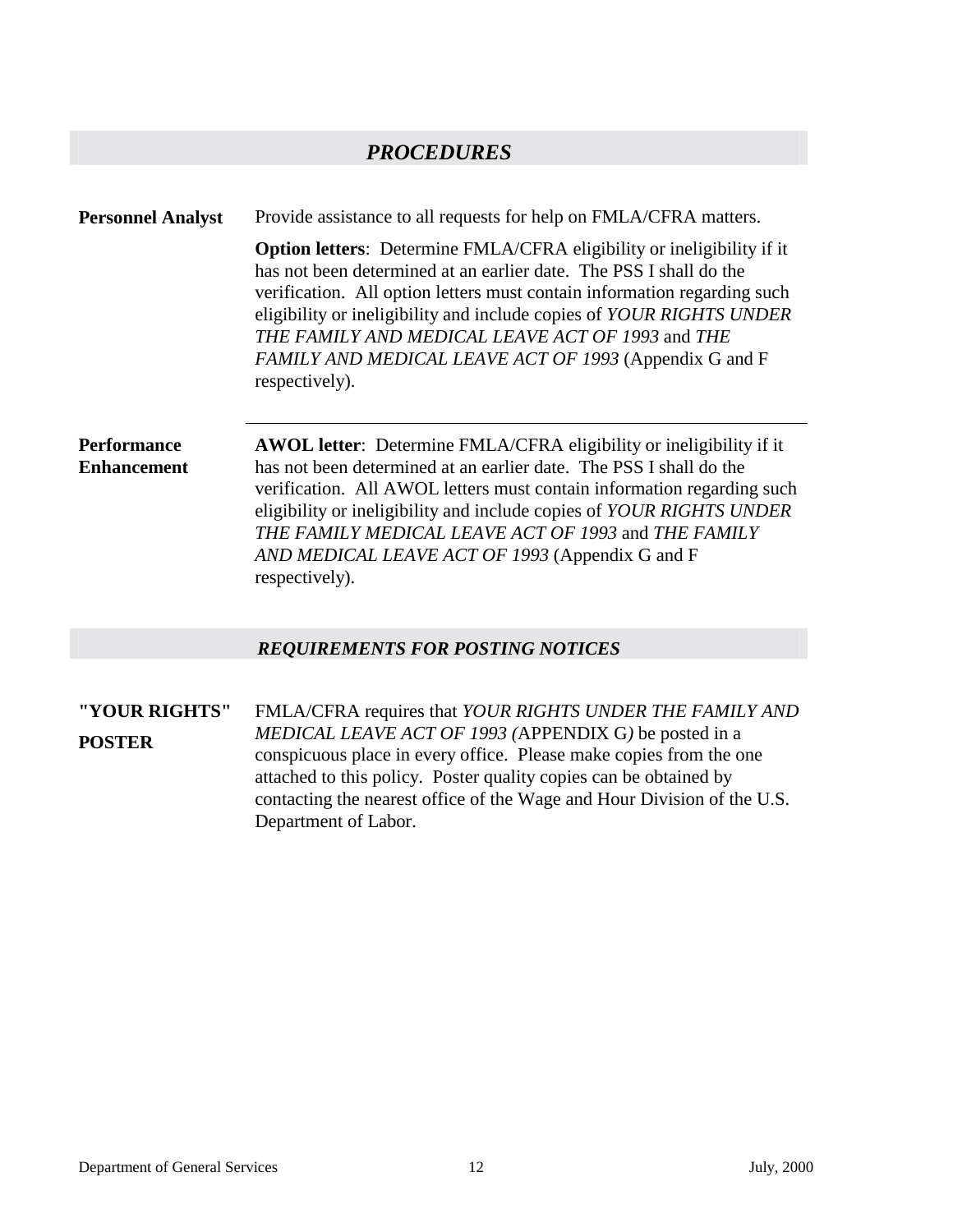## *PROCEDURES*

**Personnel Analyst**

Provide assistance to all requests for help on FMLA/CFRA matters.

**Option letters**: Determine FMLA/CFRA eligibility or ineligibility if it has not been determined at an earlier date. The PSS I shall do the verification. All option letters must contain information regarding such eligibility or ineligibility and include copies of *YOUR RIGHTS UNDER THE FAMILY AND MEDICAL LEAVE ACT OF 1993* and *THE FAMILY AND MEDICAL LEAVE ACT OF 1993* (Appendix G and F respectively).

---

**Performance Enhancement**

**AWOL letter**: Determine FMLA/CFRA eligibility or ineligibility if it has not been determined at an earlier date. The PSS I shall do the verification. All AWOL letters must contain information regarding such eligibility or ineligibility and include copies of *YOUR RIGHTS UNDER THE FAMILY MEDICAL LEAVE ACT OF 1993* and *THE FAMILY AND MEDICAL LEAVE ACT OF 1993* (Appendix G and F respectively).

## *REQUIREMENTS FOR POSTING NOTICES*

**"YOUR RIGHTS" POSTER**

FMLA/CFRA requires that *YOUR RIGHTS UNDER THE FAMILY AND MEDICAL LEAVE ACT OF 1993 (*APPENDIX G*)* be posted in a conspicuous place in every office. Please make copies from the one attached to this policy. Poster quality copies can be obtained by contacting the nearest office of the Wage and Hour Division of the U.S. Department of Labor.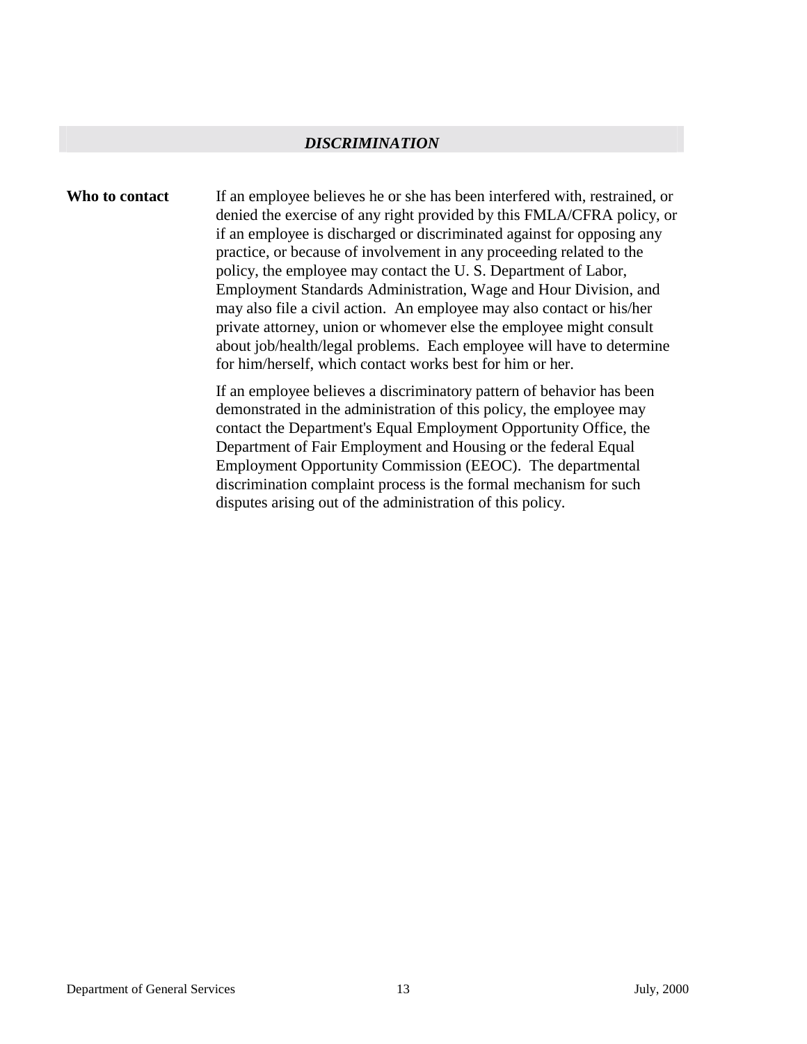## *DISCRIMINATION*

**Who to contact**

If an employee believes he or she has been interfered with, restrained, or denied the exercise of any right provided by this FMLA/CFRA policy, or if an employee is discharged or discriminated against for opposing any practice, or because of involvement in any proceeding related to the policy, the employee may contact the U. S. Department of Labor, Employment Standards Administration, Wage and Hour Division, and may also file a civil action. An employee may also contact or his/her private attorney, union or whomever else the employee might consult about job/health/legal problems. Each employee will have to determine for him/herself, which contact works best for him or her.

If an employee believes a discriminatory pattern of behavior has been demonstrated in the administration of this policy, the employee may contact the Department's Equal Employment Opportunity Office, the Department of Fair Employment and Housing or the federal Equal Employment Opportunity Commission (EEOC). The departmental discrimination complaint process is the formal mechanism for such disputes arising out of the administration of this policy.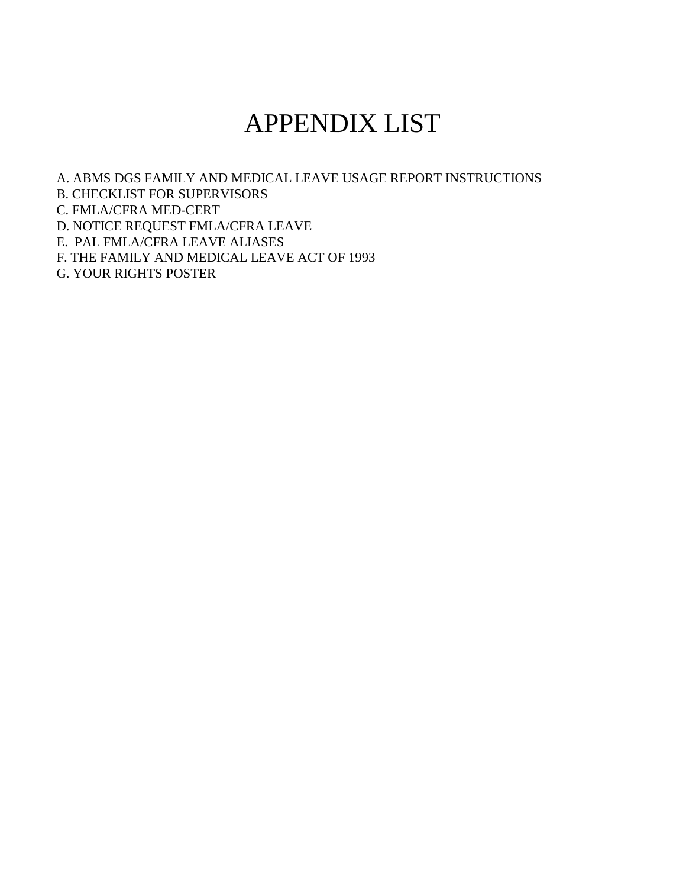# APPENDIX LIST

A. ABMS DGS FAMILY AND MEDICAL LEAVE USAGE REPORT INSTRUCTIONS
B. CHECKLIST FOR SUPERVISORS
C. FMLA/CFRA MED-CERT
D. NOTICE REQUEST FMLA/CFRA LEAVE
E. PAL FMLA/CFRA LEAVE ALIASES
F. THE FAMILY AND MEDICAL LEAVE ACT OF 1993
G. YOUR RIGHTS POSTER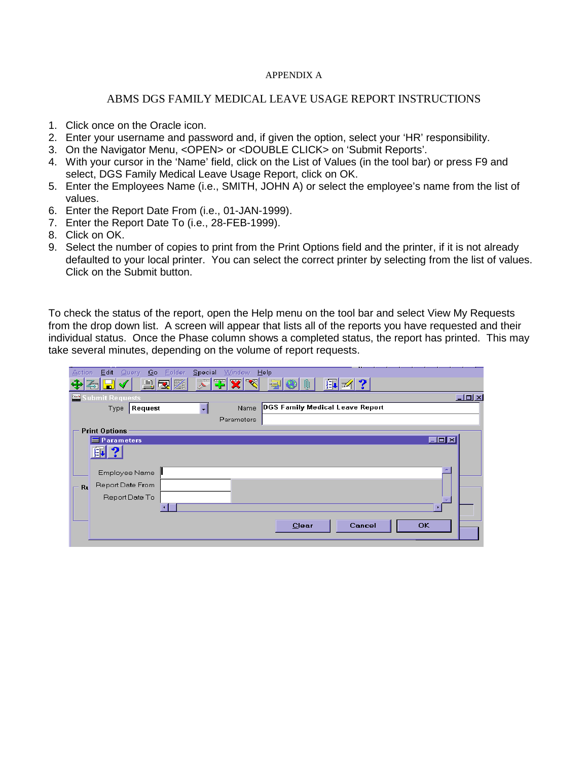APPENDIX A

ABMS DGS FAMILY MEDICAL LEAVE USAGE REPORT INSTRUCTIONS

1. Click once on the Oracle icon.
2. Enter your username and password and, if given the option, select your 'HR' responsibility.
3. On the Navigator Menu, <OPEN> or <DOUBLE CLICK> on 'Submit Reports'.
4. With your cursor in the 'Name' field, click on the List of Values (in the tool bar) or press F9 and select, DGS Family Medical Leave Usage Report, click on OK.
5. Enter the Employees Name (i.e., SMITH, JOHN A) or select the employee's name from the list of values.
6. Enter the Report Date From (i.e., 01-JAN-1999).
7. Enter the Report Date To (i.e., 28-FEB-1999).
8. Click on OK.
9. Select the number of copies to print from the Print Options field and the printer, if it is not already defaulted to your local printer. You can select the correct printer by selecting from the list of values. Click on the Submit button.

To check the status of the report, open the Help menu on the tool bar and select View My Requests from the drop down list. A screen will appear that lists all of the reports you have requested and their individual status. Once the Phase column shows a completed status, the report has printed. This may take several minutes, depending on the volume of report requests.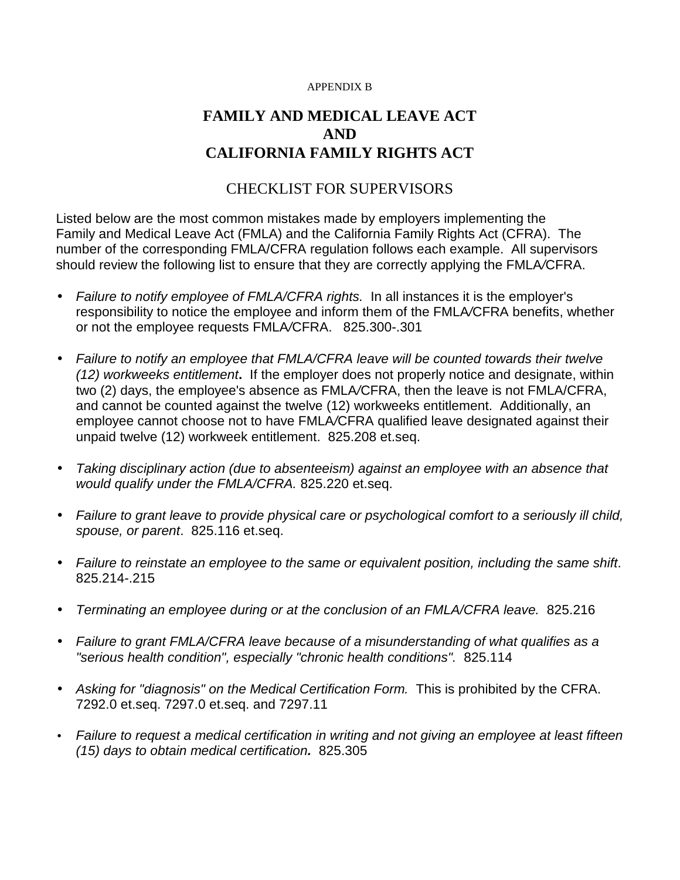APPENDIX B

# FAMILY AND MEDICAL LEAVE ACT AND CALIFORNIA FAMILY RIGHTS ACT

## CHECKLIST FOR SUPERVISORS

Listed below are the most common mistakes made by employers implementing the Family and Medical Leave Act (FMLA) and the California Family Rights Act (CFRA). The number of the corresponding FMLA/CFRA regulation follows each example. All supervisors should review the following list to ensure that they are correctly applying the FMLA/CFRA.

- *Failure to notify employee of FMLA/CFRA rights.* In all instances it is the employer's responsibility to notice the employee and inform them of the FMLA/CFRA benefits, whether or not the employee requests FMLA/CFRA. 825.300-.301

- *Failure to notify an employee that FMLA/CFRA leave will be counted towards their twelve (12) workweeks entitlement***.** If the employer does not properly notice and designate, within two (2) days, the employee's absence as FMLA/CFRA, then the leave is not FMLA/CFRA, and cannot be counted against the twelve (12) workweeks entitlement. Additionally, an employee cannot choose not to have FMLA/CFRA qualified leave designated against their unpaid twelve (12) workweek entitlement. 825.208 et.seq.

- *Taking disciplinary action (due to absenteeism) against an employee with an absence that would qualify under the FMLA/CFRA.* 825.220 et.seq.

- *Failure to grant leave to provide physical care or psychological comfort to a seriously ill child, spouse, or parent*. 825.116 et.seq.

- *Failure to reinstate an employee to the same or equivalent position, including the same shift*. 825.214-.215

- *Terminating an employee during or at the conclusion of an FMLA/CFRA leave.* 825.216

- *Failure to grant FMLA/CFRA leave because of a misunderstanding of what qualifies as a "serious health condition", especially "chronic health conditions".* 825.114

- *Asking for "diagnosis" on the Medical Certification Form.* This is prohibited by the CFRA. 7292.0 et.seq. 7297.0 et.seq. and 7297.11

- *Failure to request a medical certification in writing and not giving an employee at least fifteen (15) days to obtain medical certification.* 825.305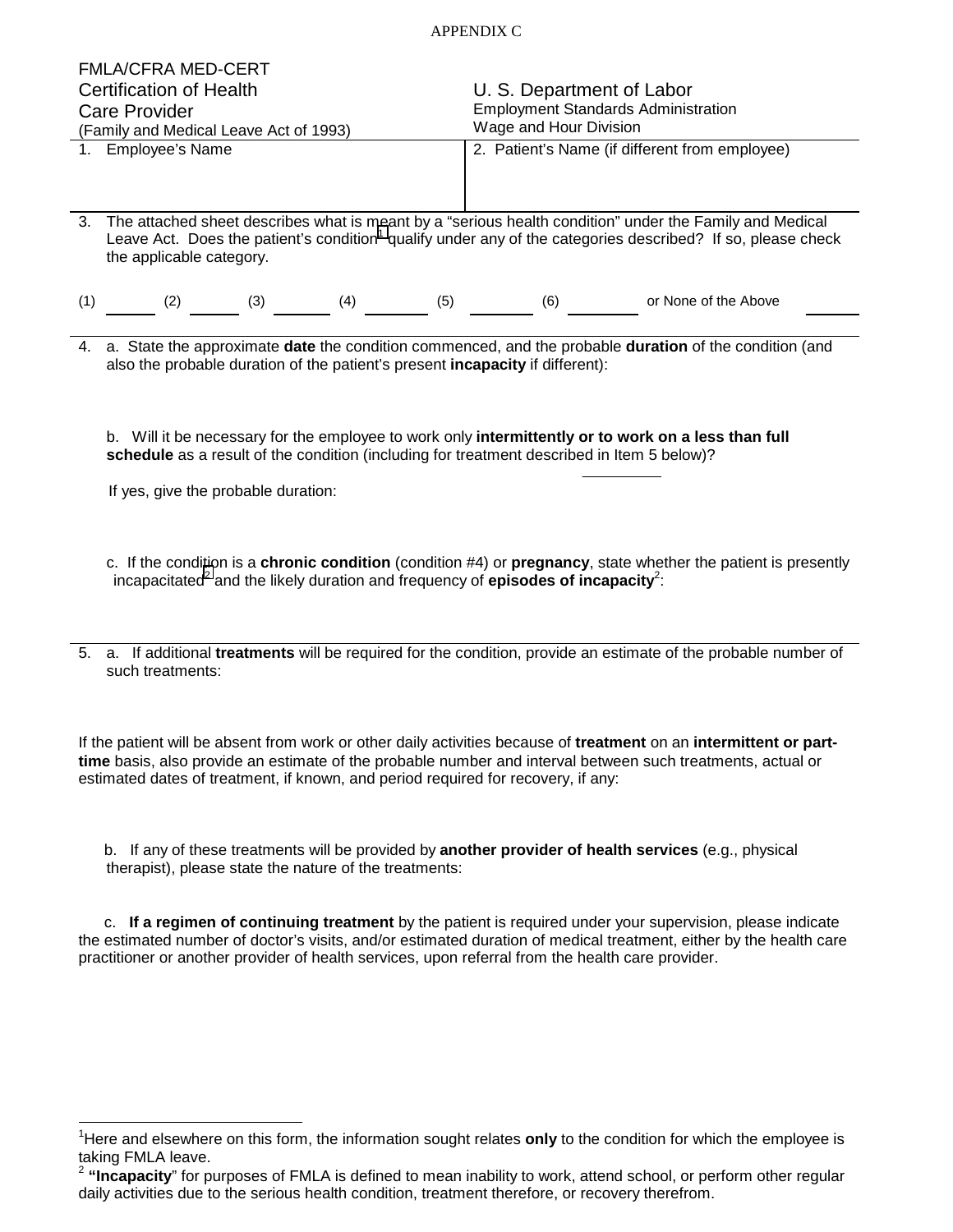APPENDIX C

FMLA/CFRA MED-CERT
Certification of Health Care Provider
(Family and Medical Leave Act of 1993)

U. S. Department of Labor
Employment Standards Administration
Wage and Hour Division

| 1. Employee's Name | 2. Patient's Name (if different from employee) |
|---|---|
| | |

3. The attached sheet describes what is meant by a "serious health condition" under the Family and Medical Leave Act. Does the patient's condition[1] qualify under any of the categories described? If so, please check the applicable category.

(1) ______ (2) ______ (3) ______ (4) ______ (5) ______ (6) ______ or None of the Above ______

4. a. State the approximate **date** the condition commenced, and the probable **duration** of the condition (and also the probable duration of the patient's present **incapacity** if different):

   b. Will it be necessary for the employee to work only **intermittently or to work on a less than full schedule** as a result of the condition (including for treatment described in Item 5 below)? ______

   If yes, give the probable duration:

   c. If the condition is a **chronic condition** (condition #4) or **pregnancy**, state whether the patient is presently incapacitated[2] and the likely duration and frequency of **episodes of incapacity**[2]:

5. a. If additional **treatments** will be required for the condition, provide an estimate of the probable number of such treatments:

If the patient will be absent from work or other daily activities because of **treatment** on an **intermittent or part-time** basis, also provide an estimate of the probable number and interval between such treatments, actual or estimated dates of treatment, if known, and period required for recovery, if any:

   b. If any of these treatments will be provided by **another provider of health services** (e.g., physical therapist), please state the nature of the treatments:

   c. **If a regimen of continuing treatment** by the patient is required under your supervision, please indicate the estimated number of doctor's visits, and/or estimated duration of medical treatment, either by the health care practitioner or another provider of health services, upon referral from the health care provider.

---

[1] Here and elsewhere on this form, the information sought relates **only** to the condition for which the employee is taking FMLA leave.

[2] **"Incapacity"** for purposes of FMLA is defined to mean inability to work, attend school, or perform other regular daily activities due to the serious health condition, treatment therefore, or recovery therefrom.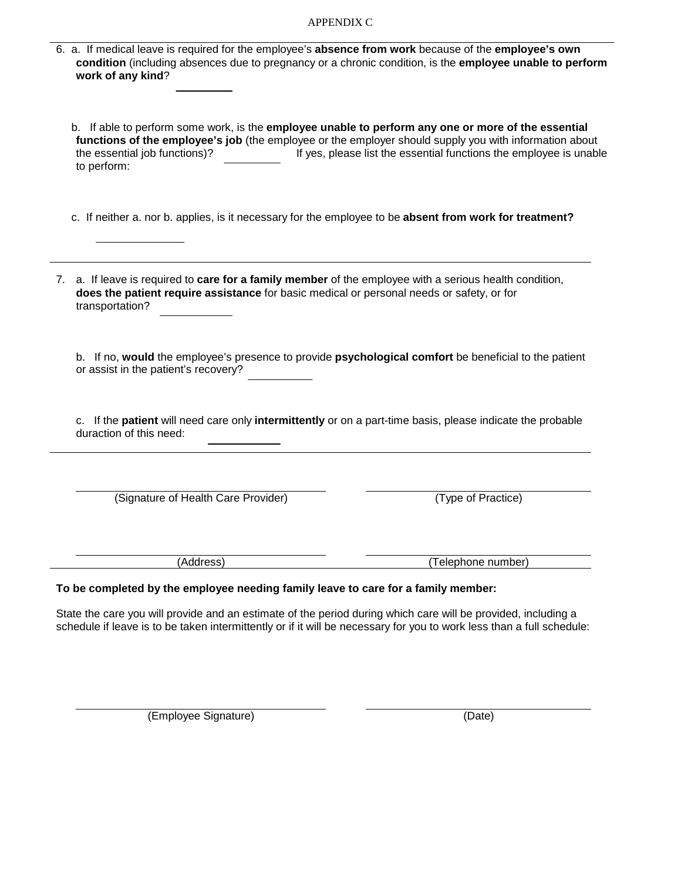APPENDIX C

6. a. If medical leave is required for the employee's **absence from work** because of the **employee's own condition** (including absences due to pregnancy or a chronic condition, is the **employee unable to perform work of any kind**?

   ________

   b. If able to perform some work, is the **employee unable to perform any one or more of the essential functions of the employee's job** (the employee or the employer should supply you with information about the essential job functions)? ________ If yes, please list the essential functions the employee is unable to perform:

   c. If neither a. nor b. applies, is it necessary for the employee to be **absent from work for treatment?**

   ____________

7. a. If leave is required to **care for a family member** of the employee with a serious health condition, **does the patient require assistance** for basic medical or personal needs or safety, or for transportation? __________

   b. If no, **would** the employee's presence to provide **psychological comfort** be beneficial to the patient or assist in the patient's recovery? _________

   c. If the **patient** will need care only **intermittently** or on a part-time basis, please indicate the probable duraction of this need: __________

______________________________ (Signature of Health Care Provider)

______________________________ (Type of Practice)

______________________________ (Address)

______________________________ (Telephone number)

**To be completed by the employee needing family leave to care for a family member:**

State the care you will provide and an estimate of the period during which care will be provided, including a schedule if leave is to be taken intermittently or if it will be necessary for you to work less than a full schedule:

______________________________ (Employee Signature)

______________________________ (Date)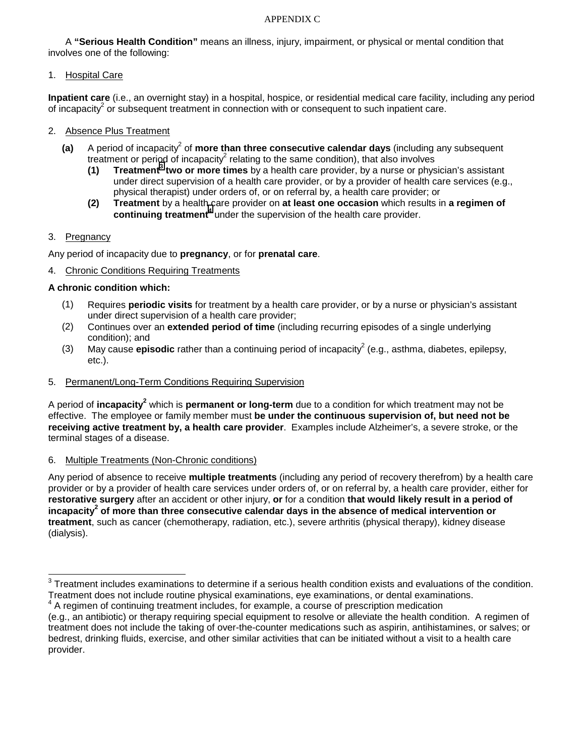APPENDIX C

A **"Serious Health Condition"** means an illness, injury, impairment, or physical or mental condition that involves one of the following:

1. Hospital Care

**Inpatient care** (i.e., an overnight stay) in a hospital, hospice, or residential medical care facility, including any period of incapacity[2] or subsequent treatment in connection with or consequent to such inpatient care.

2. Absence Plus Treatment

**(a)** A period of incapacity[2] of **more than three consecutive calendar days** (including any subsequent treatment or period of incapacity[2] relating to the same condition), that also involves

- **(1) Treatment[3] two or more times** by a health care provider, by a nurse or physician's assistant under direct supervision of a health care provider, or by a provider of health care services (e.g., physical therapist) under orders of, or on referral by, a health care provider; or
- **(2) Treatment** by a health care provider on **at least one occasion** which results in **a regimen of continuing treatment[4]** under the supervision of the health care provider.

3. Pregnancy

Any period of incapacity due to **pregnancy**, or for **prenatal care**.

4. Chronic Conditions Requiring Treatments

**A chronic condition which:**

(1) Requires **periodic visits** for treatment by a health care provider, or by a nurse or physician's assistant under direct supervision of a health care provider;

(2) Continues over an **extended period of time** (including recurring episodes of a single underlying condition); and

(3) May cause **episodic** rather than a continuing period of incapacity[2] (e.g., asthma, diabetes, epilepsy, etc.).

5. Permanent/Long-Term Conditions Requiring Supervision

A period of **incapacity[2]** which is **permanent or long-term** due to a condition for which treatment may not be effective. The employee or family member must **be under the continuous supervision of, but need not be receiving active treatment by, a health care provider**. Examples include Alzheimer's, a severe stroke, or the terminal stages of a disease.

6. Multiple Treatments (Non-Chronic conditions)

Any period of absence to receive **multiple treatments** (including any period of recovery therefrom) by a health care provider or by a provider of health care services under orders of, or on referral by, a health care provider, either for **restorative surgery** after an accident or other injury, **or** for a condition **that would likely result in a period of incapacity[2] of more than three consecutive calendar days in the absence of medical intervention or treatment**, such as cancer (chemotherapy, radiation, etc.), severe arthritis (physical therapy), kidney disease (dialysis).

---

[3] Treatment includes examinations to determine if a serious health condition exists and evaluations of the condition. Treatment does not include routine physical examinations, eye examinations, or dental examinations.

[4] A regimen of continuing treatment includes, for example, a course of prescription medication (e.g., an antibiotic) or therapy requiring special equipment to resolve or alleviate the health condition. A regimen of treatment does not include the taking of over-the-counter medications such as aspirin, antihistamines, or salves; or bedrest, drinking fluids, exercise, and other similar activities that can be initiated without a visit to a health care provider.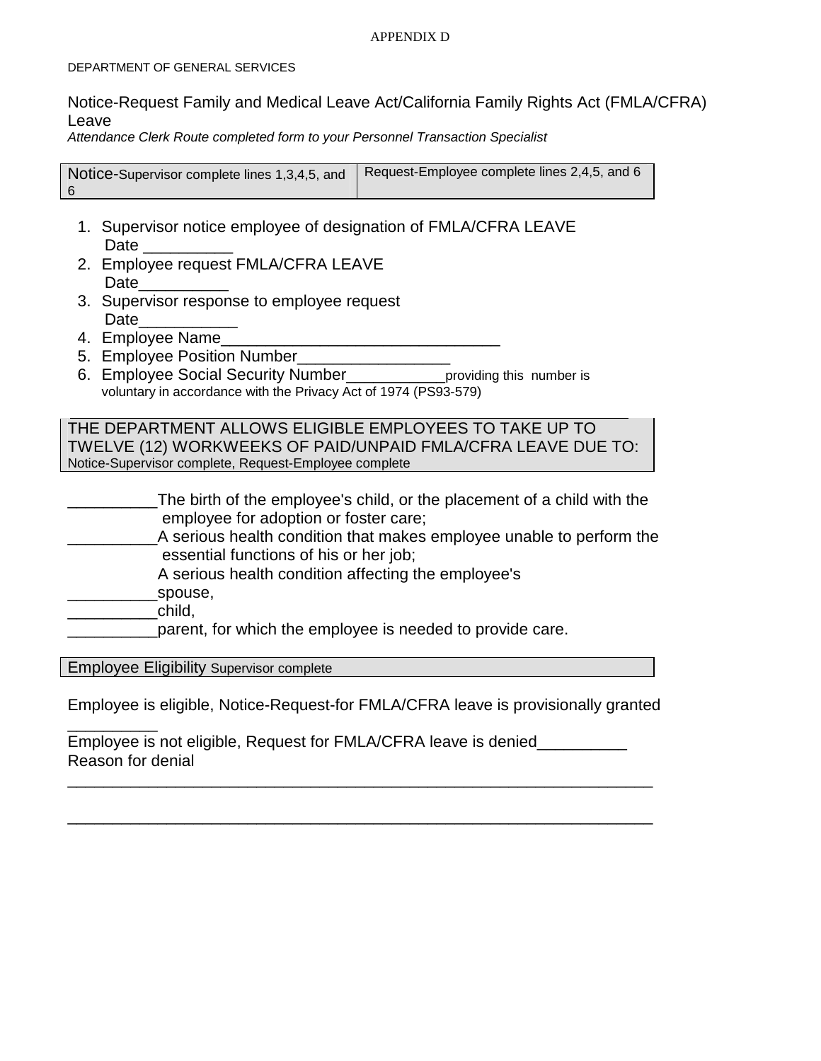APPENDIX D

DEPARTMENT OF GENERAL SERVICES

## Notice-Request Family and Medical Leave Act/California Family Rights Act (FMLA/CFRA) Leave

*Attendance Clerk Route completed form to your Personnel Transaction Specialist*

| Notice-Supervisor complete lines 1,3,4,5, and 6 | Request-Employee complete lines 2,4,5, and 6 |
|---|---|

1. Supervisor notice employee of designation of FMLA/CFRA LEAVE
   Date __________
2. Employee request FMLA/CFRA LEAVE
   Date__________
3. Supervisor response to employee request
   Date___________
4. Employee Name_______________________________
5. Employee Position Number_________________
6. Employee Social Security Number___________providing this number is voluntary in accordance with the Privacy Act of 1974 (PS93-579)

| THE DEPARTMENT ALLOWS ELIGIBLE EMPLOYEES TO TAKE UP TO TWELVE (12) WORKWEEKS OF PAID/UNPAID FMLA/CFRA LEAVE DUE TO: Notice-Supervisor complete, Request-Employee complete |
|---|

__________The birth of the employee's child, or the placement of a child with the employee for adoption or foster care;

__________A serious health condition that makes employee unable to perform the essential functions of his or her job;

A serious health condition affecting the employee's

__________spouse,

__________child,

__________parent, for which the employee is needed to provide care.

| Employee Eligibility Supervisor complete |
|---|

Employee is eligible, Notice-Request-for FMLA/CFRA leave is provisionally granted __________

Employee is not eligible, Request for FMLA/CFRA leave is denied__________

Reason for denial

_________________________________________________________________

_________________________________________________________________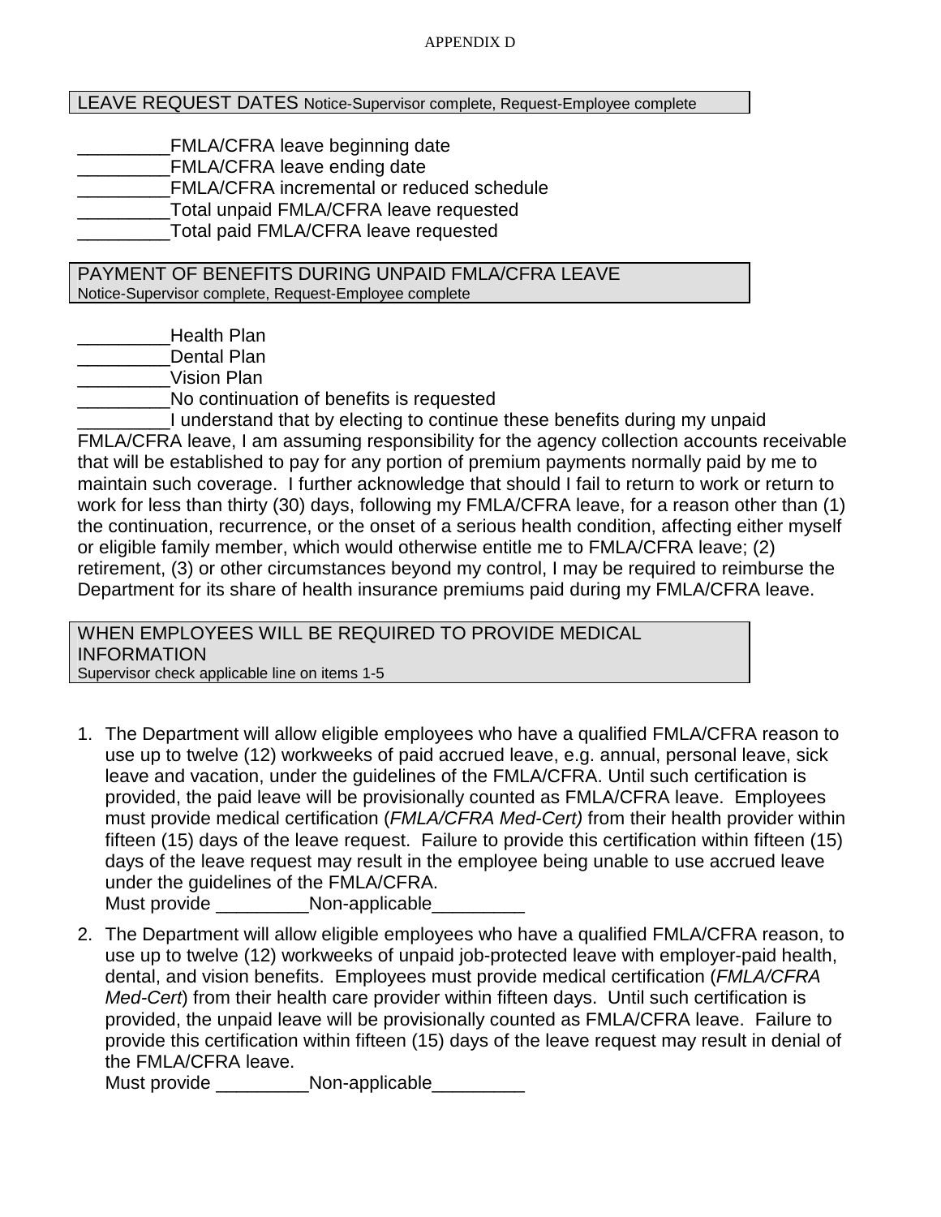APPENDIX D

## LEAVE REQUEST DATES Notice-Supervisor complete, Request-Employee complete

_________FMLA/CFRA leave beginning date
_________FMLA/CFRA leave ending date
_________FMLA/CFRA incremental or reduced schedule
_________Total unpaid FMLA/CFRA leave requested
_________Total paid FMLA/CFRA leave requested

## PAYMENT OF BENEFITS DURING UNPAID FMLA/CFRA LEAVE
Notice-Supervisor complete, Request-Employee complete

_________Health Plan
_________Dental Plan
_________Vision Plan
_________No continuation of benefits is requested
_________I understand that by electing to continue these benefits during my unpaid FMLA/CFRA leave, I am assuming responsibility for the agency collection accounts receivable that will be established to pay for any portion of premium payments normally paid by me to maintain such coverage. I further acknowledge that should I fail to return to work or return to work for less than thirty (30) days, following my FMLA/CFRA leave, for a reason other than (1) the continuation, recurrence, or the onset of a serious health condition, affecting either myself or eligible family member, which would otherwise entitle me to FMLA/CFRA leave; (2) retirement, (3) or other circumstances beyond my control, I may be required to reimburse the Department for its share of health insurance premiums paid during my FMLA/CFRA leave.

## WHEN EMPLOYEES WILL BE REQUIRED TO PROVIDE MEDICAL INFORMATION
Supervisor check applicable line on items 1-5

1. The Department will allow eligible employees who have a qualified FMLA/CFRA reason to use up to twelve (12) workweeks of paid accrued leave, e.g. annual, personal leave, sick leave and vacation, under the guidelines of the FMLA/CFRA. Until such certification is provided, the paid leave will be provisionally counted as FMLA/CFRA leave. Employees must provide medical certification (*FMLA/CFRA Med-Cert)* from their health provider within fifteen (15) days of the leave request. Failure to provide this certification within fifteen (15) days of the leave request may result in the employee being unable to use accrued leave under the guidelines of the FMLA/CFRA.
   Must provide _________Non-applicable_________

2. The Department will allow eligible employees who have a qualified FMLA/CFRA reason, to use up to twelve (12) workweeks of unpaid job-protected leave with employer-paid health, dental, and vision benefits. Employees must provide medical certification (*FMLA/CFRA Med-Cert*) from their health care provider within fifteen days. Until such certification is provided, the unpaid leave will be provisionally counted as FMLA/CFRA leave. Failure to provide this certification within fifteen (15) days of the leave request may result in denial of the FMLA/CFRA leave.
   Must provide _________Non-applicable_________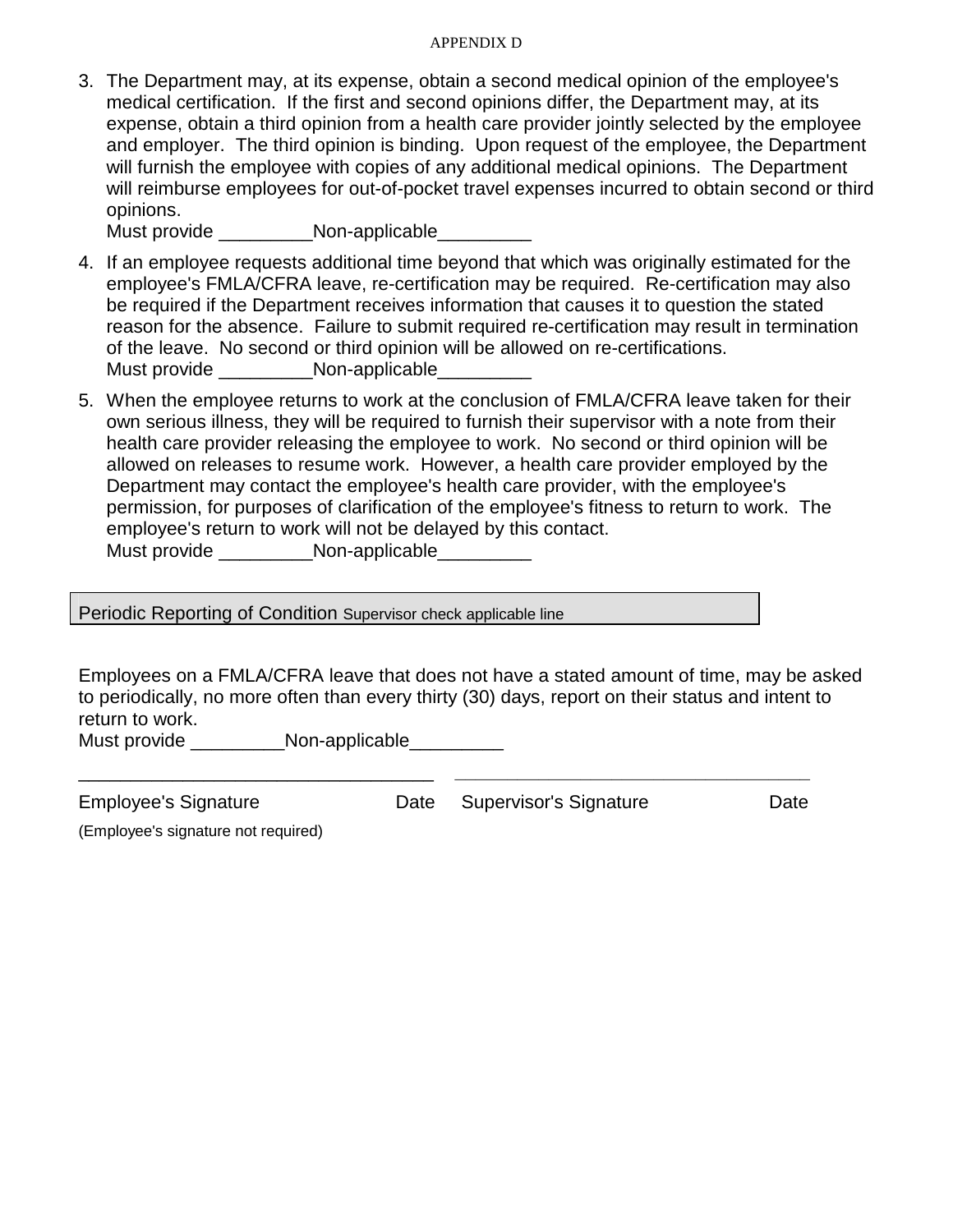APPENDIX D

3. The Department may, at its expense, obtain a second medical opinion of the employee's medical certification. If the first and second opinions differ, the Department may, at its expense, obtain a third opinion from a health care provider jointly selected by the employee and employer. The third opinion is binding. Upon request of the employee, the Department will furnish the employee with copies of any additional medical opinions. The Department will reimburse employees for out-of-pocket travel expenses incurred to obtain second or third opinions.
   Must provide _________Non-applicable_________

4. If an employee requests additional time beyond that which was originally estimated for the employee's FMLA/CFRA leave, re-certification may be required. Re-certification may also be required if the Department receives information that causes it to question the stated reason for the absence. Failure to submit required re-certification may result in termination of the leave. No second or third opinion will be allowed on re-certifications.
   Must provide _________Non-applicable_________

5. When the employee returns to work at the conclusion of FMLA/CFRA leave taken for their own serious illness, they will be required to furnish their supervisor with a note from their health care provider releasing the employee to work. No second or third opinion will be allowed on releases to resume work. However, a health care provider employed by the Department may contact the employee's health care provider, with the employee's permission, for purposes of clarification of the employee's fitness to return to work. The employee's return to work will not be delayed by this contact.
   Must provide _________Non-applicable_________

## Periodic Reporting of Condition Supervisor check applicable line

Employees on a FMLA/CFRA leave that does not have a stated amount of time, may be asked to periodically, no more often than every thirty (30) days, report on their status and intent to return to work.
Must provide _________Non-applicable_________

__________________________________ __________________________________

Employee's Signature Date Supervisor's Signature Date

(Employee's signature not required)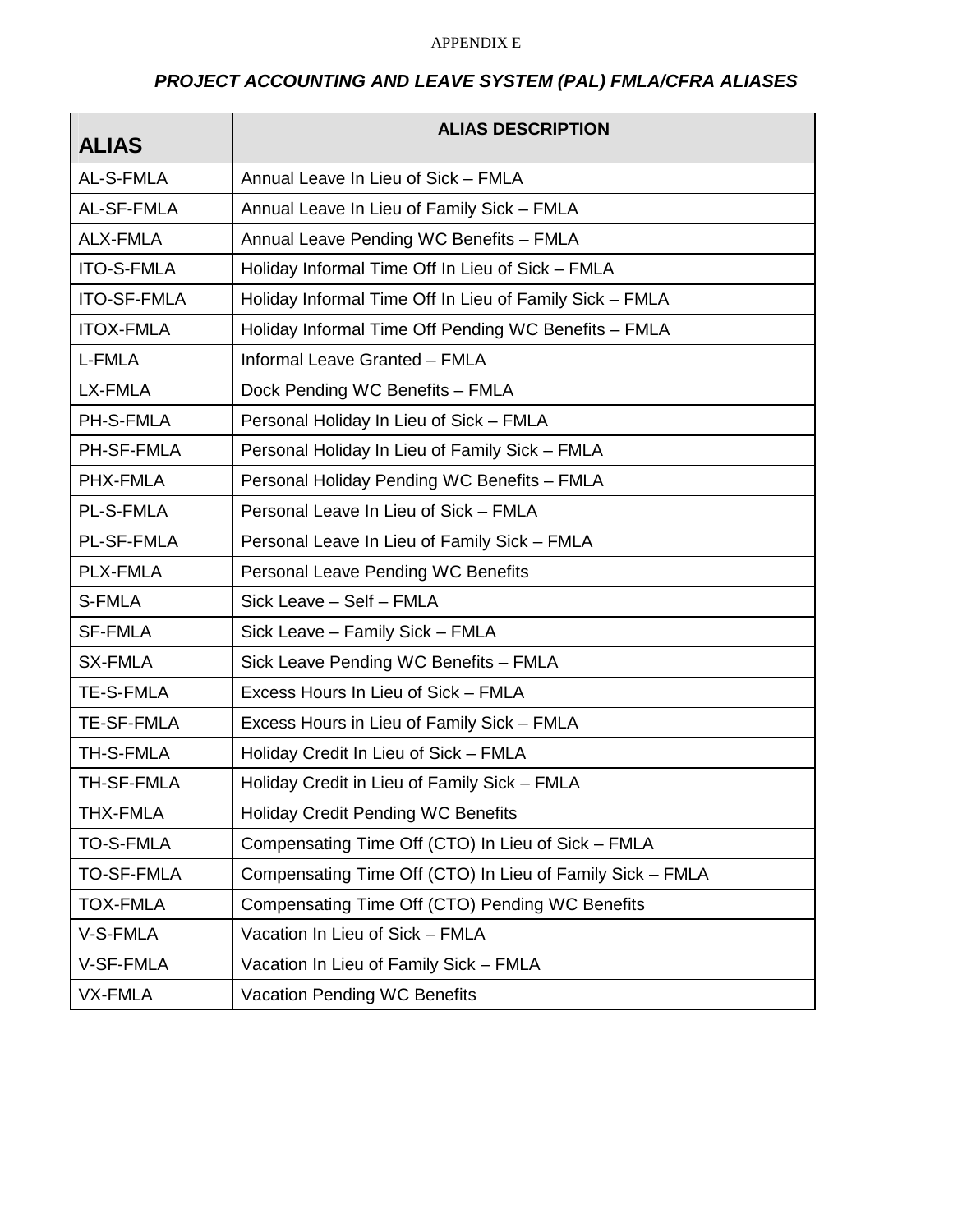APPENDIX E

## *PROJECT ACCOUNTING AND LEAVE SYSTEM (PAL) FMLA/CFRA ALIASES*

| ALIAS | ALIAS DESCRIPTION |
|---|---|
| AL-S-FMLA | Annual Leave In Lieu of Sick – FMLA |
| AL-SF-FMLA | Annual Leave In Lieu of Family Sick – FMLA |
| ALX-FMLA | Annual Leave Pending WC Benefits – FMLA |
| ITO-S-FMLA | Holiday Informal Time Off In Lieu of Sick – FMLA |
| ITO-SF-FMLA | Holiday Informal Time Off In Lieu of Family Sick – FMLA |
| ITOX-FMLA | Holiday Informal Time Off Pending WC Benefits – FMLA |
| L-FMLA | Informal Leave Granted – FMLA |
| LX-FMLA | Dock Pending WC Benefits – FMLA |
| PH-S-FMLA | Personal Holiday In Lieu of Sick – FMLA |
| PH-SF-FMLA | Personal Holiday In Lieu of Family Sick – FMLA |
| PHX-FMLA | Personal Holiday Pending WC Benefits – FMLA |
| PL-S-FMLA | Personal Leave In Lieu of Sick – FMLA |
| PL-SF-FMLA | Personal Leave In Lieu of Family Sick – FMLA |
| PLX-FMLA | Personal Leave Pending WC Benefits |
| S-FMLA | Sick Leave – Self – FMLA |
| SF-FMLA | Sick Leave – Family Sick – FMLA |
| SX-FMLA | Sick Leave Pending WC Benefits – FMLA |
| TE-S-FMLA | Excess Hours In Lieu of Sick – FMLA |
| TE-SF-FMLA | Excess Hours in Lieu of Family Sick – FMLA |
| TH-S-FMLA | Holiday Credit In Lieu of Sick – FMLA |
| TH-SF-FMLA | Holiday Credit in Lieu of Family Sick – FMLA |
| THX-FMLA | Holiday Credit Pending WC Benefits |
| TO-S-FMLA | Compensating Time Off (CTO) In Lieu of Sick – FMLA |
| TO-SF-FMLA | Compensating Time Off (CTO) In Lieu of Family Sick – FMLA |
| TOX-FMLA | Compensating Time Off (CTO) Pending WC Benefits |
| V-S-FMLA | Vacation In Lieu of Sick – FMLA |
| V-SF-FMLA | Vacation In Lieu of Family Sick – FMLA |
| VX-FMLA | Vacation Pending WC Benefits |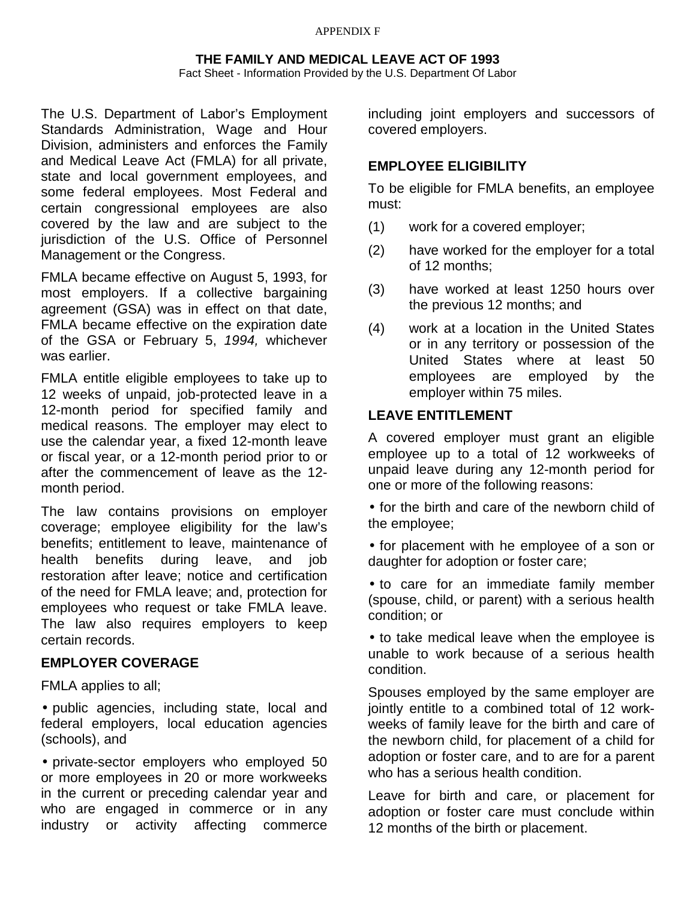APPENDIX F

# THE FAMILY AND MEDICAL LEAVE ACT OF 1993

Fact Sheet - Information Provided by the U.S. Department Of Labor

The U.S. Department of Labor's Employment Standards Administration, Wage and Hour Division, administers and enforces the Family and Medical Leave Act (FMLA) for all private, state and local government employees, and some federal employees. Most Federal and certain congressional employees are also covered by the law and are subject to the jurisdiction of the U.S. Office of Personnel Management or the Congress.

FMLA became effective on August 5, 1993, for most employers. If a collective bargaining agreement (GSA) was in effect on that date, FMLA became effective on the expiration date of the GSA or February 5, *1994,* whichever was earlier.

FMLA entitle eligible employees to take up to 12 weeks of unpaid, job-protected leave in a 12-month period for specified family and medical reasons. The employer may elect to use the calendar year, a fixed 12-month leave or fiscal year, or a 12-month period prior to or after the commencement of leave as the 12-month period.

The law contains provisions on employer coverage; employee eligibility for the law's benefits; entitlement to leave, maintenance of health benefits during leave, and job restoration after leave; notice and certification of the need for FMLA leave; and, protection for employees who request or take FMLA leave. The law also requires employers to keep certain records.

## EMPLOYER COVERAGE

FMLA applies to all;

- public agencies, including state, local and federal employers, local education agencies (schools), and
- private-sector employers who employed 50 or more employees in 20 or more workweeks in the current or preceding calendar year and who are engaged in commerce or in any industry or activity affecting commerce including joint employers and successors of covered employers.

## EMPLOYEE ELIGIBILITY

To be eligible for FMLA benefits, an employee must:

(1) work for a covered employer;

(2) have worked for the employer for a total of 12 months;

(3) have worked at least 1250 hours over the previous 12 months; and

(4) work at a location in the United States or in any territory or possession of the United States where at least 50 employees are employed by the employer within 75 miles.

## LEAVE ENTITLEMENT

A covered employer must grant an eligible employee up to a total of 12 workweeks of unpaid leave during any 12-month period for one or more of the following reasons:

- for the birth and care of the newborn child of the employee;
- for placement with he employee of a son or daughter for adoption or foster care;
- to care for an immediate family member (spouse, child, or parent) with a serious health condition; or
- to take medical leave when the employee is unable to work because of a serious health condition.

Spouses employed by the same employer are jointly entitle to a combined total of 12 work-weeks of family leave for the birth and care of the newborn child, for placement of a child for adoption or foster care, and to are for a parent who has a serious health condition.

Leave for birth and care, or placement for adoption or foster care must conclude within 12 months of the birth or placement.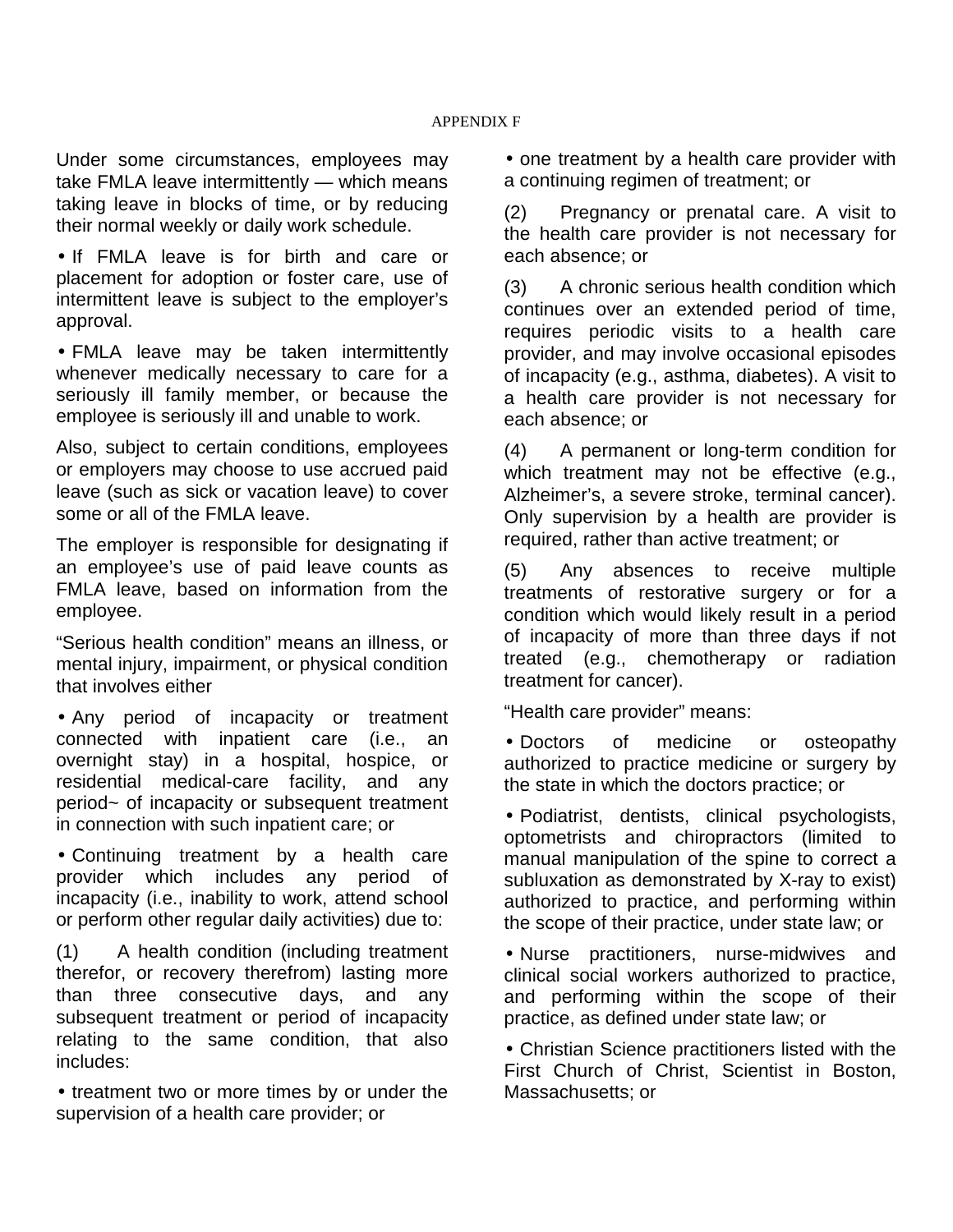APPENDIX F

Under some circumstances, employees may take FMLA leave intermittently — which means taking leave in blocks of time, or by reducing their normal weekly or daily work schedule.

- If FMLA leave is for birth and care or placement for adoption or foster care, use of intermittent leave is subject to the employer's approval.
- FMLA leave may be taken intermittently whenever medically necessary to care for a seriously ill family member, or because the employee is seriously ill and unable to work.

Also, subject to certain conditions, employees or employers may choose to use accrued paid leave (such as sick or vacation leave) to cover some or all of the FMLA leave.

The employer is responsible for designating if an employee's use of paid leave counts as FMLA leave, based on information from the employee.

"Serious health condition" means an illness, or mental injury, impairment, or physical condition that involves either

- Any period of incapacity or treatment connected with inpatient care (i.e., an overnight stay) in a hospital, hospice, or residential medical-care facility, and any period~ of incapacity or subsequent treatment in connection with such inpatient care; or
- Continuing treatment by a health care provider which includes any period of incapacity (i.e., inability to work, attend school or perform other regular daily activities) due to:

(1) A health condition (including treatment therefor, or recovery therefrom) lasting more than three consecutive days, and any subsequent treatment or period of incapacity relating to the same condition, that also includes:

- treatment two or more times by or under the supervision of a health care provider; or
- one treatment by a health care provider with a continuing regimen of treatment; or

(2) Pregnancy or prenatal care. A visit to the health care provider is not necessary for each absence; or

(3) A chronic serious health condition which continues over an extended period of time, requires periodic visits to a health care provider, and may involve occasional episodes of incapacity (e.g., asthma, diabetes). A visit to a health care provider is not necessary for each absence; or

(4) A permanent or long-term condition for which treatment may not be effective (e.g., Alzheimer's, a severe stroke, terminal cancer). Only supervision by a health are provider is required, rather than active treatment; or

(5) Any absences to receive multiple treatments of restorative surgery or for a condition which would likely result in a period of incapacity of more than three days if not treated (e.g., chemotherapy or radiation treatment for cancer).

"Health care provider" means:

- Doctors of medicine or osteopathy authorized to practice medicine or surgery by the state in which the doctors practice; or
- Podiatrist, dentists, clinical psychologists, optometrists and chiropractors (limited to manual manipulation of the spine to correct a subluxation as demonstrated by X-ray to exist) authorized to practice, and performing within the scope of their practice, under state law; or
- Nurse practitioners, nurse-midwives and clinical social workers authorized to practice, and performing within the scope of their practice, as defined under state law; or
- Christian Science practitioners listed with the First Church of Christ, Scientist in Boston, Massachusetts; or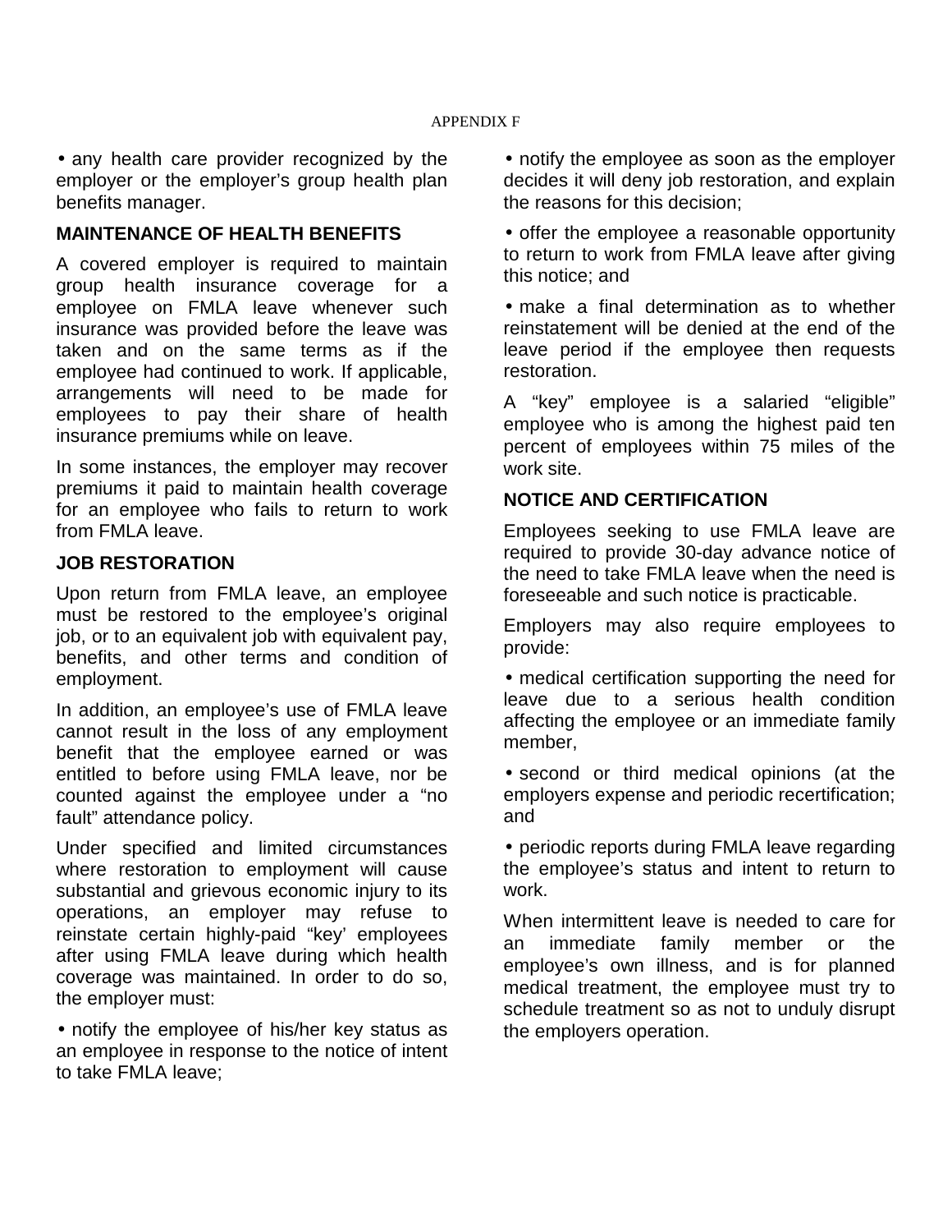- any health care provider recognized by the employer or the employer's group health plan benefits manager.

**MAINTENANCE OF HEALTH BENEFITS**

A covered employer is required to maintain group health insurance coverage for a employee on FMLA leave whenever such insurance was provided before the leave was taken and on the same terms as if the employee had continued to work. If applicable, arrangements will need to be made for employees to pay their share of health insurance premiums while on leave.

In some instances, the employer may recover premiums it paid to maintain health coverage for an employee who fails to return to work from FMLA leave.

**JOB RESTORATION**

Upon return from FMLA leave, an employee must be restored to the employee's original job, or to an equivalent job with equivalent pay, benefits, and other terms and condition of employment.

In addition, an employee's use of FMLA leave cannot result in the loss of any employment benefit that the employee earned or was entitled to before using FMLA leave, nor be counted against the employee under a "no fault" attendance policy.

Under specified and limited circumstances where restoration to employment will cause substantial and grievous economic injury to its operations, an employer may refuse to reinstate certain highly-paid "key' employees after using FMLA leave during which health coverage was maintained. In order to do so, the employer must:

- notify the employee of his/her key status as an employee in response to the notice of intent to take FMLA leave;
- notify the employee as soon as the employer decides it will deny job restoration, and explain the reasons for this decision;
- offer the employee a reasonable opportunity to return to work from FMLA leave after giving this notice; and
- make a final determination as to whether reinstatement will be denied at the end of the leave period if the employee then requests restoration.

A "key" employee is a salaried "eligible" employee who is among the highest paid ten percent of employees within 75 miles of the work site.

**NOTICE AND CERTIFICATION**

Employees seeking to use FMLA leave are required to provide 30-day advance notice of the need to take FMLA leave when the need is foreseeable and such notice is practicable.

Employers may also require employees to provide:

- medical certification supporting the need for leave due to a serious health condition affecting the employee or an immediate family member,
- second or third medical opinions (at the employers expense and periodic recertification; and
- periodic reports during FMLA leave regarding the employee's status and intent to return to work.

When intermittent leave is needed to care for an immediate family member or the employee's own illness, and is for planned medical treatment, the employee must try to schedule treatment so as not to unduly disrupt the employers operation.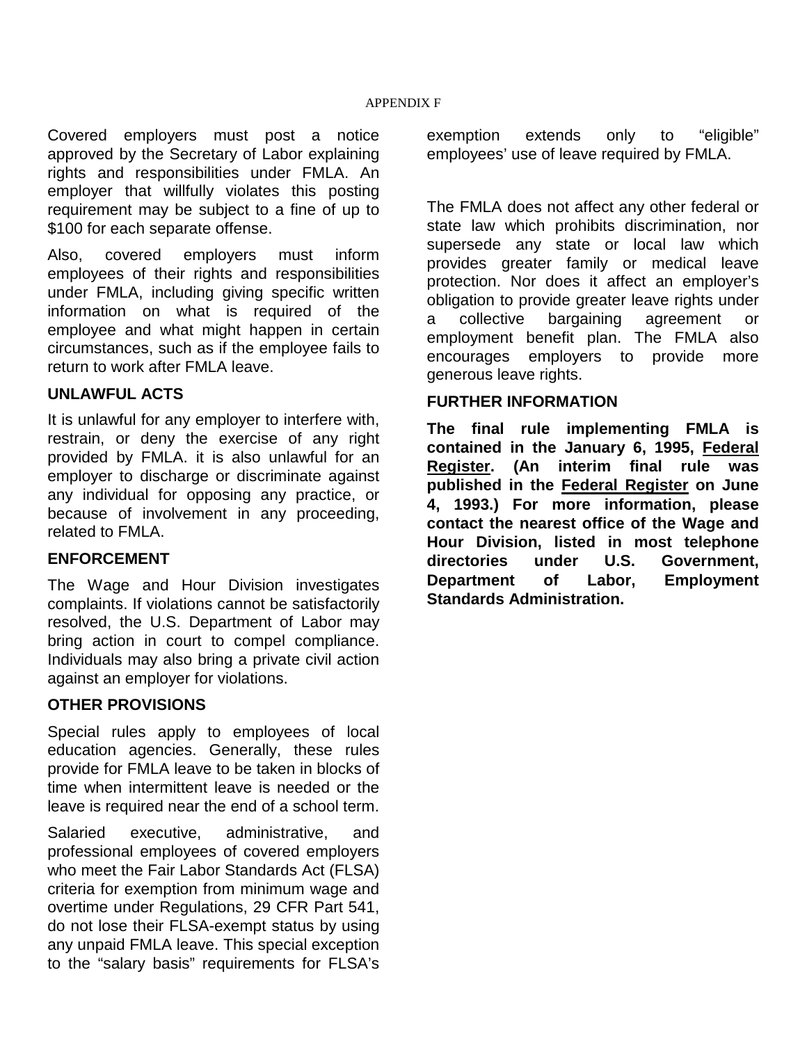APPENDIX F

Covered employers must post a notice approved by the Secretary of Labor explaining rights and responsibilities under FMLA. An employer that willfully violates this posting requirement may be subject to a fine of up to $100 for each separate offense.

Also, covered employers must inform employees of their rights and responsibilities under FMLA, including giving specific written information on what is required of the employee and what might happen in certain circumstances, such as if the employee fails to return to work after FMLA leave.

### UNLAWFUL ACTS

It is unlawful for any employer to interfere with, restrain, or deny the exercise of any right provided by FMLA. it is also unlawful for an employer to discharge or discriminate against any individual for opposing any practice, or because of involvement in any proceeding, related to FMLA.

### ENFORCEMENT

The Wage and Hour Division investigates complaints. If violations cannot be satisfactorily resolved, the U.S. Department of Labor may bring action in court to compel compliance. Individuals may also bring a private civil action against an employer for violations.

### OTHER PROVISIONS

Special rules apply to employees of local education agencies. Generally, these rules provide for FMLA leave to be taken in blocks of time when intermittent leave is needed or the leave is required near the end of a school term.

Salaried executive, administrative, and professional employees of covered employers who meet the Fair Labor Standards Act (FLSA) criteria for exemption from minimum wage and overtime under Regulations, 29 CFR Part 541, do not lose their FLSA-exempt status by using any unpaid FMLA leave. This special exception to the "salary basis" requirements for FLSA's exemption extends only to "eligible" employees' use of leave required by FMLA.

The FMLA does not affect any other federal or state law which prohibits discrimination, nor supersede any state or local law which provides greater family or medical leave protection. Nor does it affect an employer's obligation to provide greater leave rights under a collective bargaining agreement or employment benefit plan. The FMLA also encourages employers to provide more generous leave rights.

### FURTHER INFORMATION

**The final rule implementing FMLA is contained in the January 6, 1995, Federal Register. (An interim final rule was published in the Federal Register on June 4, 1993.) For more information, please contact the nearest office of the Wage and Hour Division, listed in most telephone directories under U.S. Government, Department of Labor, Employment Standards Administration.**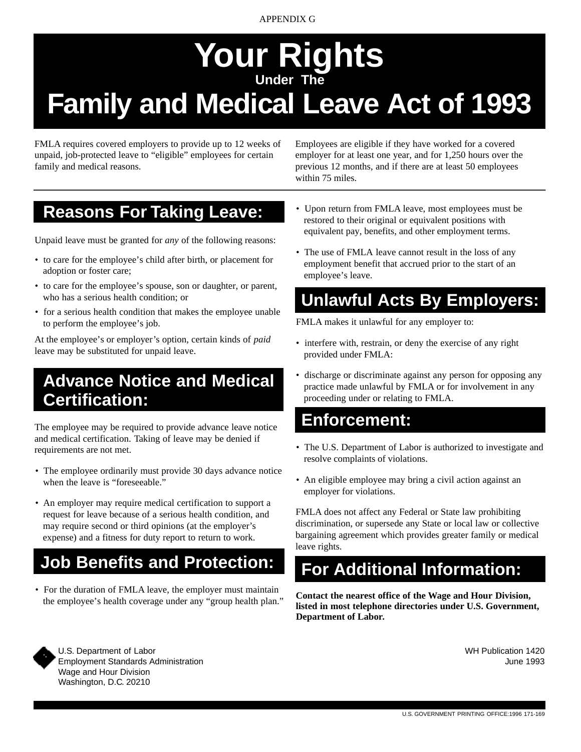APPENDIX G

# Your Rights
### Under The
# Family and Medical Leave Act of 1993

FMLA requires covered employers to provide up to 12 weeks of unpaid, job-protected leave to "eligible" employees for certain family and medical reasons.

Employees are eligible if they have worked for a covered employer for at least one year, and for 1,250 hours over the previous 12 months, and if there are at least 50 employees within 75 miles.

## Reasons For Taking Leave:

Unpaid leave must be granted for *any* of the following reasons:

- to care for the employee's child after birth, or placement for adoption or foster care;
- to care for the employee's spouse, son or daughter, or parent, who has a serious health condition; or
- for a serious health condition that makes the employee unable to perform the employee's job.

At the employee's or employer's option, certain kinds of *paid* leave may be substituted for unpaid leave.

## Advance Notice and Medical Certification:

The employee may be required to provide advance leave notice and medical certification. Taking of leave may be denied if requirements are not met.

- The employee ordinarily must provide 30 days advance notice when the leave is "foreseeable."
- An employer may require medical certification to support a request for leave because of a serious health condition, and may require second or third opinions (at the employer's expense) and a fitness for duty report to return to work.

## Job Benefits and Protection:

- For the duration of FMLA leave, the employer must maintain the employee's health coverage under any "group health plan."
- Upon return from FMLA leave, most employees must be restored to their original or equivalent positions with equivalent pay, benefits, and other employment terms.
- The use of FMLA leave cannot result in the loss of any employment benefit that accrued prior to the start of an employee's leave.

## Unlawful Acts By Employers:

FMLA makes it unlawful for any employer to:

- interfere with, restrain, or deny the exercise of any right provided under FMLA:
- discharge or discriminate against any person for opposing any practice made unlawful by FMLA or for involvement in any proceeding under or relating to FMLA.

## Enforcement:

- The U.S. Department of Labor is authorized to investigate and resolve complaints of violations.
- An eligible employee may bring a civil action against an employer for violations.

FMLA does not affect any Federal or State law prohibiting discrimination, or supersede any State or local law or collective bargaining agreement which provides greater family or medical leave rights.

## For Additional Information:

**Contact the nearest office of the Wage and Hour Division, listed in most telephone directories under U.S. Government, Department of Labor.**

U.S. Department of Labor
Employment Standards Administration
Wage and Hour Division
Washington, D.C. 20210

WH Publication 1420
June 1993

U.S. GOVERNMENT PRINTING OFFICE:1996 171-169